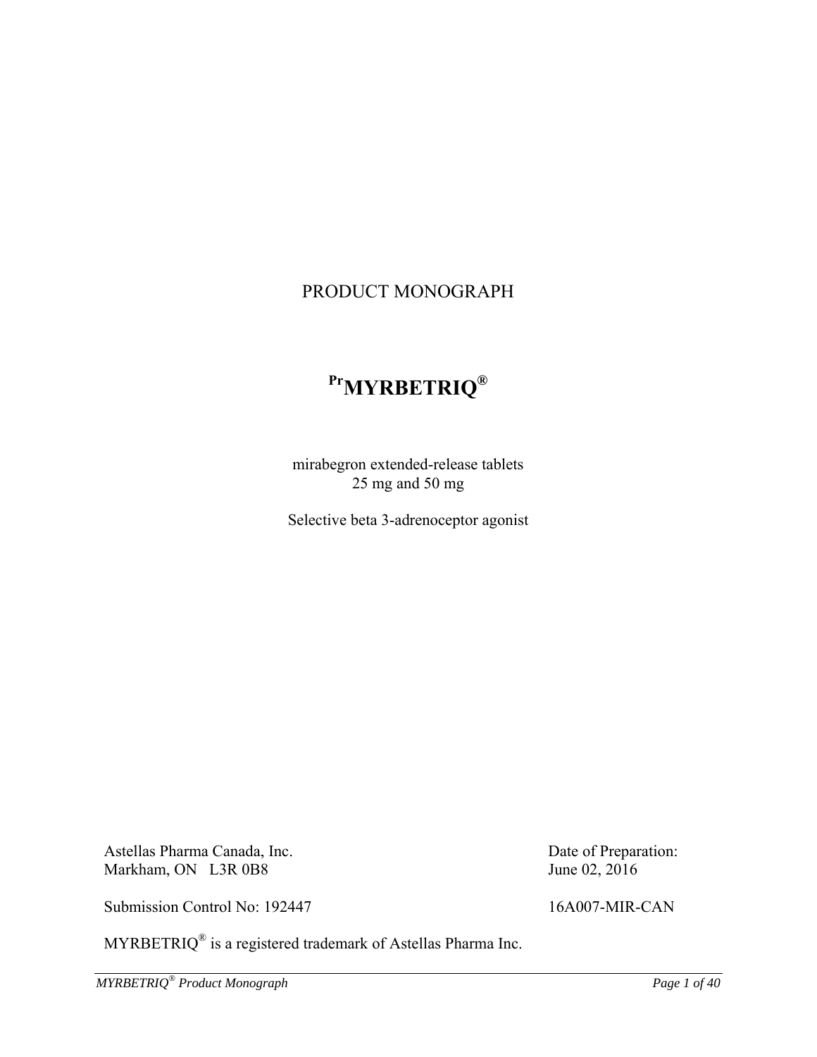# PRODUCT MONOGRAPH

# PrMYRBETRIQ®

mirabegron extended-release tablets
25 mg and 50 mg

Selective beta 3-adrenoceptor agonist

Astellas Pharma Canada, Inc.
Markham, ON L3R 0B8

Date of Preparation:
June 02, 2016

Submission Control No: 192447

16A007-MIR-CAN

MYRBETRIQ® is a registered trademark of Astellas Pharma Inc.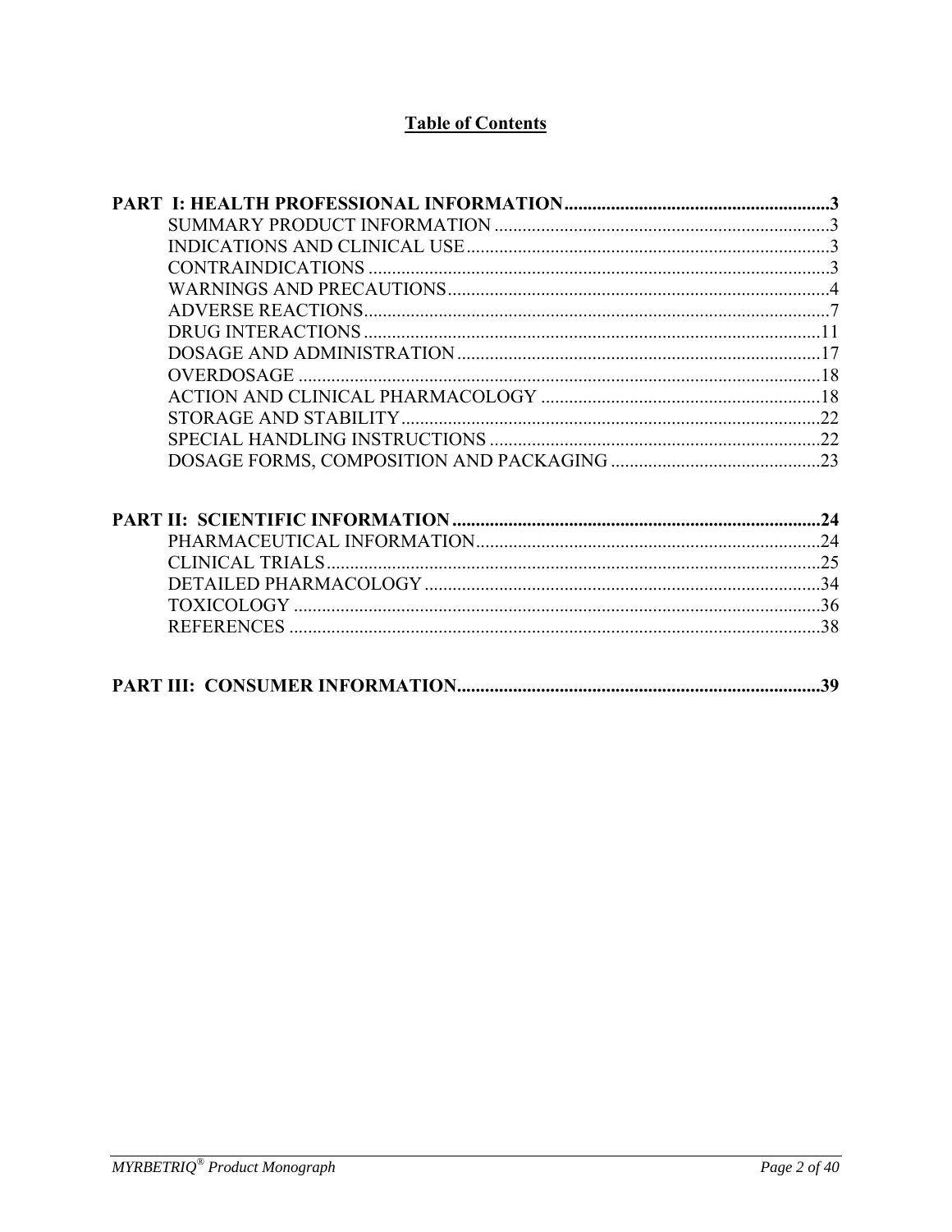# Table of Contents

**PART I: HEALTH PROFESSIONAL INFORMATION.........................................................3**

- SUMMARY PRODUCT INFORMATION ........................................................................3
- INDICATIONS AND CLINICAL USE..............................................................................3
- CONTRAINDICATIONS ..................................................................................................3
- WARNINGS AND PRECAUTIONS.................................................................................4
- ADVERSE REACTIONS...................................................................................................7
- DRUG INTERACTIONS .................................................................................................11
- DOSAGE AND ADMINISTRATION..............................................................................17
- OVERDOSAGE ................................................................................................................18
- ACTION AND CLINICAL PHARMACOLOGY ............................................................18
- STORAGE AND STABILITY..........................................................................................22
- SPECIAL HANDLING INSTRUCTIONS .......................................................................22
- DOSAGE FORMS, COMPOSITION AND PACKAGING .............................................23

**PART II: SCIENTIFIC INFORMATION ...............................................................................24**

- PHARMACEUTICAL INFORMATION..........................................................................24
- CLINICAL TRIALS..........................................................................................................25
- DETAILED PHARMACOLOGY .....................................................................................34
- TOXICOLOGY .................................................................................................................36
- REFERENCES ..................................................................................................................38

**PART III: CONSUMER INFORMATION..............................................................................39**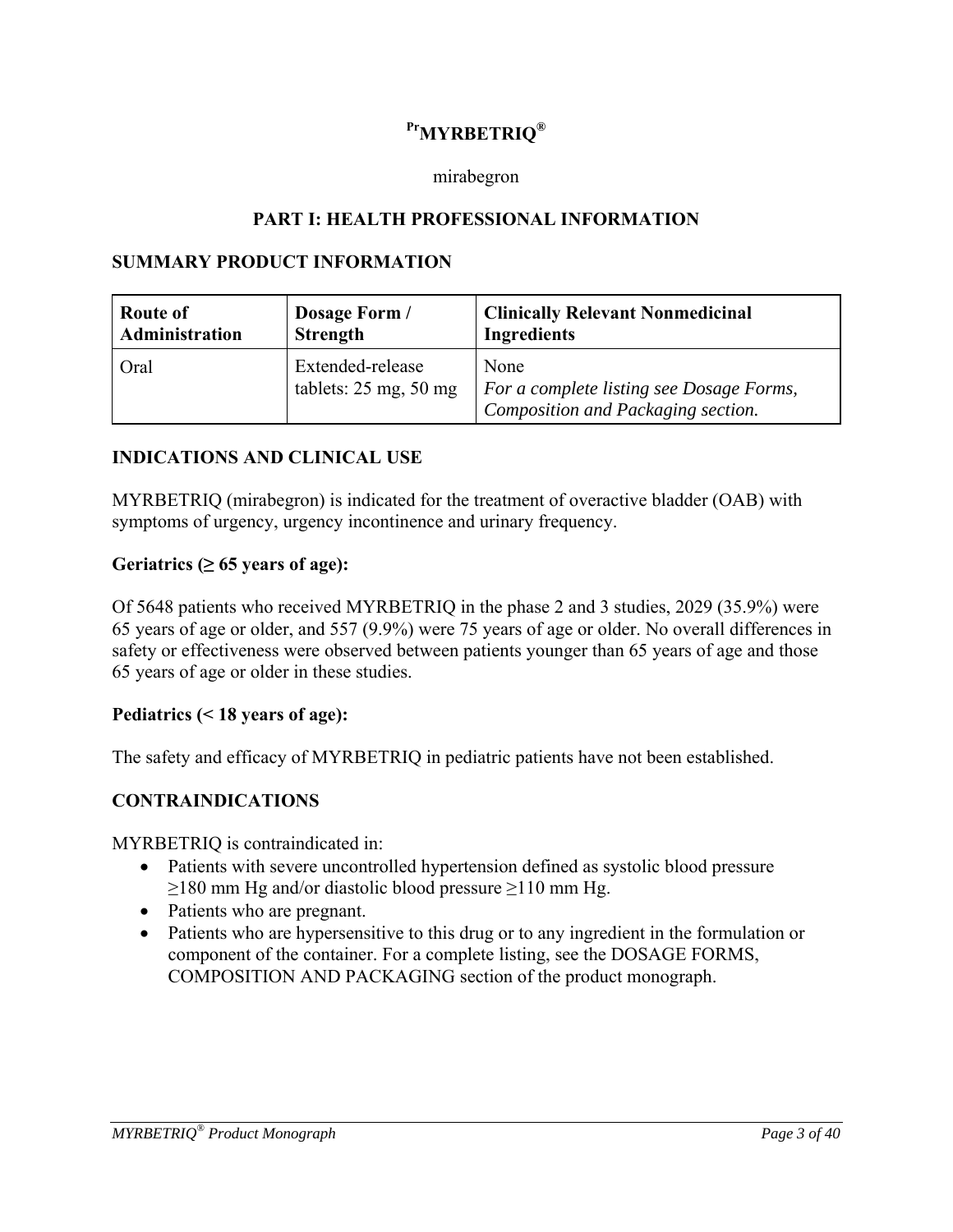# [Pr]MYRBETRIQ®

mirabegron

## PART I: HEALTH PROFESSIONAL INFORMATION

### SUMMARY PRODUCT INFORMATION

| Route of Administration | Dosage Form / Strength | Clinically Relevant Nonmedicinal Ingredients |
|---|---|---|
| Oral | Extended-release tablets: 25 mg, 50 mg | None<br>*For a complete listing see Dosage Forms, Composition and Packaging section.* |

### INDICATIONS AND CLINICAL USE

MYRBETRIQ (mirabegron) is indicated for the treatment of overactive bladder (OAB) with symptoms of urgency, urgency incontinence and urinary frequency.

**Geriatrics (≥ 65 years of age):**

Of 5648 patients who received MYRBETRIQ in the phase 2 and 3 studies, 2029 (35.9%) were 65 years of age or older, and 557 (9.9%) were 75 years of age or older. No overall differences in safety or effectiveness were observed between patients younger than 65 years of age and those 65 years of age or older in these studies.

**Pediatrics (< 18 years of age):**

The safety and efficacy of MYRBETRIQ in pediatric patients have not been established.

### CONTRAINDICATIONS

MYRBETRIQ is contraindicated in:

- Patients with severe uncontrolled hypertension defined as systolic blood pressure ≥180 mm Hg and/or diastolic blood pressure ≥110 mm Hg.
- Patients who are pregnant.
- Patients who are hypersensitive to this drug or to any ingredient in the formulation or component of the container. For a complete listing, see the DOSAGE FORMS, COMPOSITION AND PACKAGING section of the product monograph.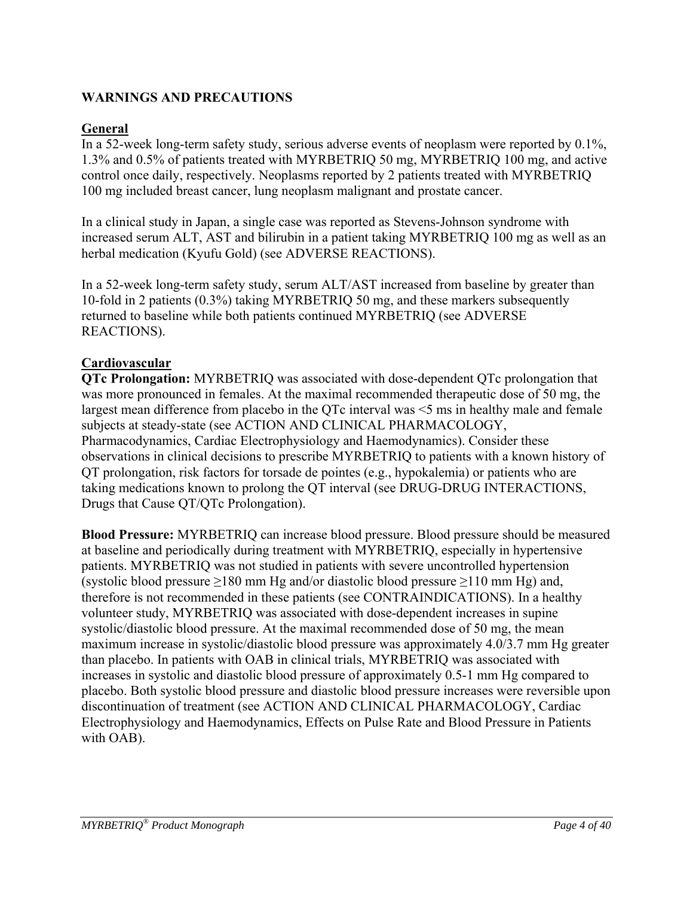## WARNINGS AND PRECAUTIONS

### General

In a 52-week long-term safety study, serious adverse events of neoplasm were reported by 0.1%, 1.3% and 0.5% of patients treated with MYRBETRIQ 50 mg, MYRBETRIQ 100 mg, and active control once daily, respectively. Neoplasms reported by 2 patients treated with MYRBETRIQ 100 mg included breast cancer, lung neoplasm malignant and prostate cancer.

In a clinical study in Japan, a single case was reported as Stevens-Johnson syndrome with increased serum ALT, AST and bilirubin in a patient taking MYRBETRIQ 100 mg as well as an herbal medication (Kyufu Gold) (see ADVERSE REACTIONS).

In a 52-week long-term safety study, serum ALT/AST increased from baseline by greater than 10-fold in 2 patients (0.3%) taking MYRBETRIQ 50 mg, and these markers subsequently returned to baseline while both patients continued MYRBETRIQ (see ADVERSE REACTIONS).

### Cardiovascular

**QTc Prolongation:** MYRBETRIQ was associated with dose-dependent QTc prolongation that was more pronounced in females. At the maximal recommended therapeutic dose of 50 mg, the largest mean difference from placebo in the QTc interval was <5 ms in healthy male and female subjects at steady-state (see ACTION AND CLINICAL PHARMACOLOGY, Pharmacodynamics, Cardiac Electrophysiology and Haemodynamics). Consider these observations in clinical decisions to prescribe MYRBETRIQ to patients with a known history of QT prolongation, risk factors for torsade de pointes (e.g., hypokalemia) or patients who are taking medications known to prolong the QT interval (see DRUG-DRUG INTERACTIONS, Drugs that Cause QT/QTc Prolongation).

**Blood Pressure:** MYRBETRIQ can increase blood pressure. Blood pressure should be measured at baseline and periodically during treatment with MYRBETRIQ, especially in hypertensive patients. MYRBETRIQ was not studied in patients with severe uncontrolled hypertension (systolic blood pressure ≥180 mm Hg and/or diastolic blood pressure ≥110 mm Hg) and, therefore is not recommended in these patients (see CONTRAINDICATIONS). In a healthy volunteer study, MYRBETRIQ was associated with dose-dependent increases in supine systolic/diastolic blood pressure. At the maximal recommended dose of 50 mg, the mean maximum increase in systolic/diastolic blood pressure was approximately 4.0/3.7 mm Hg greater than placebo. In patients with OAB in clinical trials, MYRBETRIQ was associated with increases in systolic and diastolic blood pressure of approximately 0.5-1 mm Hg compared to placebo. Both systolic blood pressure and diastolic blood pressure increases were reversible upon discontinuation of treatment (see ACTION AND CLINICAL PHARMACOLOGY, Cardiac Electrophysiology and Haemodynamics, Effects on Pulse Rate and Blood Pressure in Patients with OAB).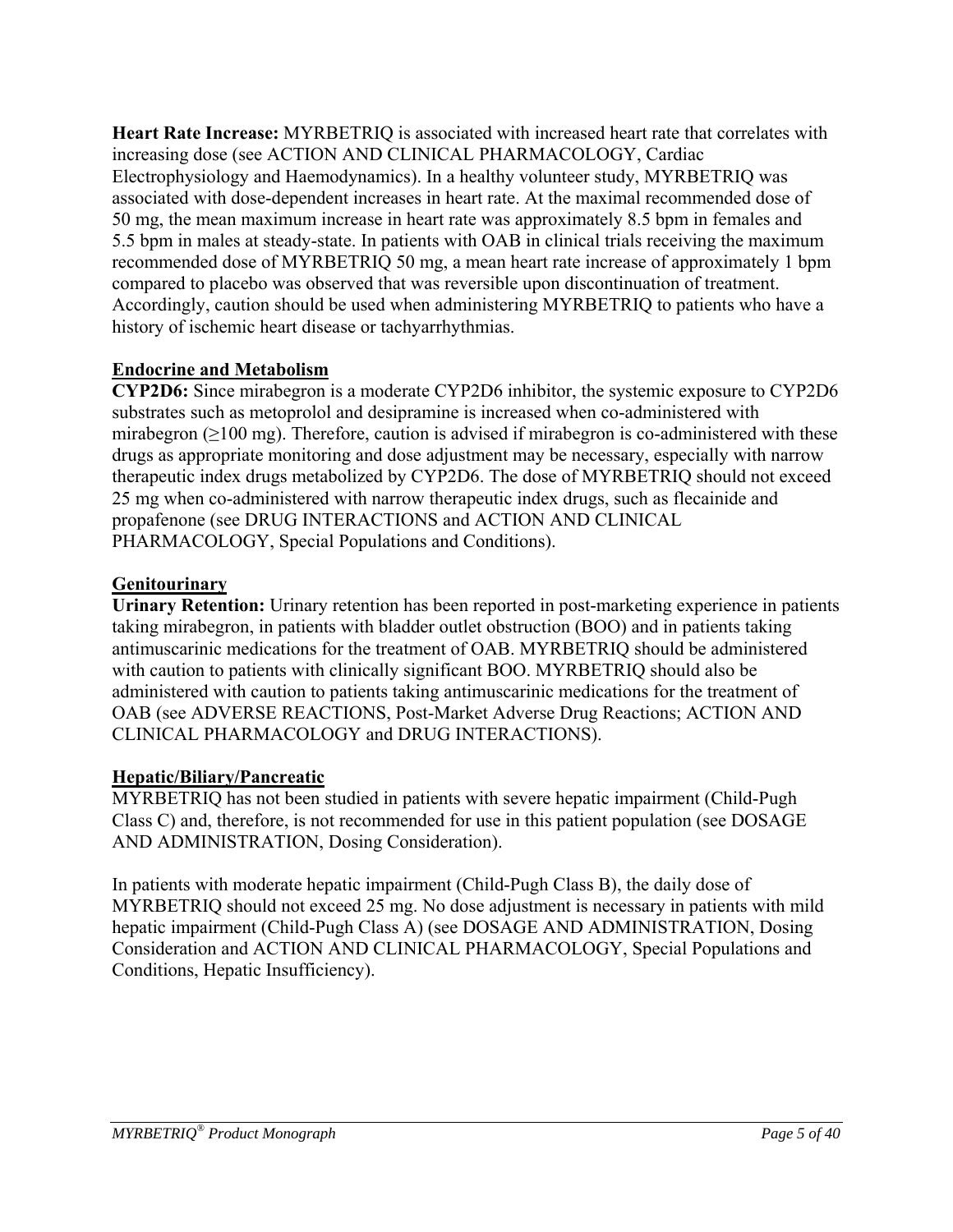**Heart Rate Increase:** MYRBETRIQ is associated with increased heart rate that correlates with increasing dose (see ACTION AND CLINICAL PHARMACOLOGY, Cardiac Electrophysiology and Haemodynamics). In a healthy volunteer study, MYRBETRIQ was associated with dose-dependent increases in heart rate. At the maximal recommended dose of 50 mg, the mean maximum increase in heart rate was approximately 8.5 bpm in females and 5.5 bpm in males at steady-state. In patients with OAB in clinical trials receiving the maximum recommended dose of MYRBETRIQ 50 mg, a mean heart rate increase of approximately 1 bpm compared to placebo was observed that was reversible upon discontinuation of treatment. Accordingly, caution should be used when administering MYRBETRIQ to patients who have a history of ischemic heart disease or tachyarrhythmias.

## Endocrine and Metabolism

**CYP2D6:** Since mirabegron is a moderate CYP2D6 inhibitor, the systemic exposure to CYP2D6 substrates such as metoprolol and desipramine is increased when co-administered with mirabegron (≥100 mg). Therefore, caution is advised if mirabegron is co-administered with these drugs as appropriate monitoring and dose adjustment may be necessary, especially with narrow therapeutic index drugs metabolized by CYP2D6. The dose of MYRBETRIQ should not exceed 25 mg when co-administered with narrow therapeutic index drugs, such as flecainide and propafenone (see DRUG INTERACTIONS and ACTION AND CLINICAL PHARMACOLOGY, Special Populations and Conditions).

## Genitourinary

**Urinary Retention:** Urinary retention has been reported in post-marketing experience in patients taking mirabegron, in patients with bladder outlet obstruction (BOO) and in patients taking antimuscarinic medications for the treatment of OAB. MYRBETRIQ should be administered with caution to patients with clinically significant BOO. MYRBETRIQ should also be administered with caution to patients taking antimuscarinic medications for the treatment of OAB (see ADVERSE REACTIONS, Post-Market Adverse Drug Reactions; ACTION AND CLINICAL PHARMACOLOGY and DRUG INTERACTIONS).

## Hepatic/Biliary/Pancreatic

MYRBETRIQ has not been studied in patients with severe hepatic impairment (Child-Pugh Class C) and, therefore, is not recommended for use in this patient population (see DOSAGE AND ADMINISTRATION, Dosing Consideration).

In patients with moderate hepatic impairment (Child-Pugh Class B), the daily dose of MYRBETRIQ should not exceed 25 mg. No dose adjustment is necessary in patients with mild hepatic impairment (Child-Pugh Class A) (see DOSAGE AND ADMINISTRATION, Dosing Consideration and ACTION AND CLINICAL PHARMACOLOGY, Special Populations and Conditions, Hepatic Insufficiency).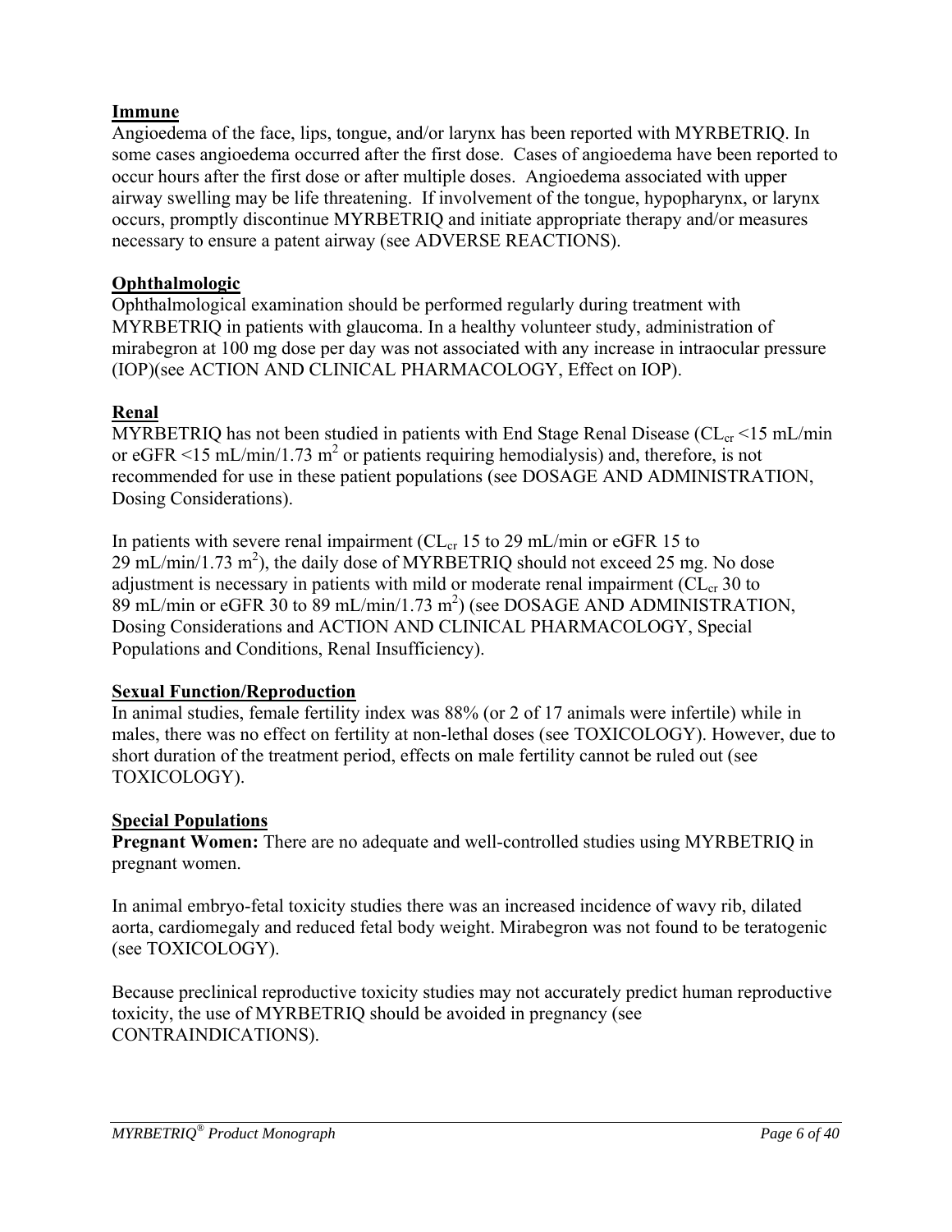**Immune**

Angioedema of the face, lips, tongue, and/or larynx has been reported with MYRBETRIQ. In some cases angioedema occurred after the first dose. Cases of angioedema have been reported to occur hours after the first dose or after multiple doses. Angioedema associated with upper airway swelling may be life threatening. If involvement of the tongue, hypopharynx, or larynx occurs, promptly discontinue MYRBETRIQ and initiate appropriate therapy and/or measures necessary to ensure a patent airway (see ADVERSE REACTIONS).

**Ophthalmologic**

Ophthalmological examination should be performed regularly during treatment with MYRBETRIQ in patients with glaucoma. In a healthy volunteer study, administration of mirabegron at 100 mg dose per day was not associated with any increase in intraocular pressure (IOP)(see ACTION AND CLINICAL PHARMACOLOGY, Effect on IOP).

**Renal**

MYRBETRIQ has not been studied in patients with End Stage Renal Disease ($CL_{cr}$ <15 mL/min or eGFR <15 mL/min/1.73 $m^2$ or patients requiring hemodialysis) and, therefore, is not recommended for use in these patient populations (see DOSAGE AND ADMINISTRATION, Dosing Considerations).

In patients with severe renal impairment ($CL_{cr}$ 15 to 29 mL/min or eGFR 15 to 29 mL/min/1.73 $m^2$), the daily dose of MYRBETRIQ should not exceed 25 mg. No dose adjustment is necessary in patients with mild or moderate renal impairment ($CL_{cr}$ 30 to 89 mL/min or eGFR 30 to 89 mL/min/1.73 $m^2$) (see DOSAGE AND ADMINISTRATION, Dosing Considerations and ACTION AND CLINICAL PHARMACOLOGY, Special Populations and Conditions, Renal Insufficiency).

**Sexual Function/Reproduction**

In animal studies, female fertility index was 88% (or 2 of 17 animals were infertile) while in males, there was no effect on fertility at non-lethal doses (see TOXICOLOGY). However, due to short duration of the treatment period, effects on male fertility cannot be ruled out (see TOXICOLOGY).

**Special Populations**

**Pregnant Women:** There are no adequate and well-controlled studies using MYRBETRIQ in pregnant women.

In animal embryo-fetal toxicity studies there was an increased incidence of wavy rib, dilated aorta, cardiomegaly and reduced fetal body weight. Mirabegron was not found to be teratogenic (see TOXICOLOGY).

Because preclinical reproductive toxicity studies may not accurately predict human reproductive toxicity, the use of MYRBETRIQ should be avoided in pregnancy (see CONTRAINDICATIONS).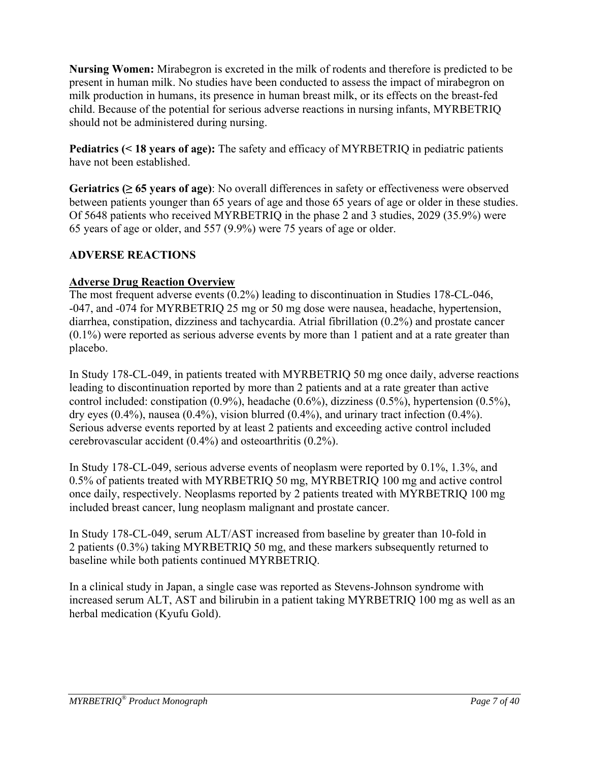**Nursing Women:** Mirabegron is excreted in the milk of rodents and therefore is predicted to be present in human milk. No studies have been conducted to assess the impact of mirabegron on milk production in humans, its presence in human breast milk, or its effects on the breast-fed child. Because of the potential for serious adverse reactions in nursing infants, MYRBETRIQ should not be administered during nursing.

**Pediatrics (< 18 years of age):** The safety and efficacy of MYRBETRIQ in pediatric patients have not been established.

**Geriatrics (≥ 65 years of age)**: No overall differences in safety or effectiveness were observed between patients younger than 65 years of age and those 65 years of age or older in these studies. Of 5648 patients who received MYRBETRIQ in the phase 2 and 3 studies, 2029 (35.9%) were 65 years of age or older, and 557 (9.9%) were 75 years of age or older.

## ADVERSE REACTIONS

### Adverse Drug Reaction Overview

The most frequent adverse events (0.2%) leading to discontinuation in Studies 178-CL-046, -047, and -074 for MYRBETRIQ 25 mg or 50 mg dose were nausea, headache, hypertension, diarrhea, constipation, dizziness and tachycardia. Atrial fibrillation (0.2%) and prostate cancer (0.1%) were reported as serious adverse events by more than 1 patient and at a rate greater than placebo.

In Study 178-CL-049, in patients treated with MYRBETRIQ 50 mg once daily, adverse reactions leading to discontinuation reported by more than 2 patients and at a rate greater than active control included: constipation (0.9%), headache (0.6%), dizziness (0.5%), hypertension (0.5%), dry eyes (0.4%), nausea (0.4%), vision blurred (0.4%), and urinary tract infection (0.4%). Serious adverse events reported by at least 2 patients and exceeding active control included cerebrovascular accident (0.4%) and osteoarthritis (0.2%).

In Study 178-CL-049, serious adverse events of neoplasm were reported by 0.1%, 1.3%, and 0.5% of patients treated with MYRBETRIQ 50 mg, MYRBETRIQ 100 mg and active control once daily, respectively. Neoplasms reported by 2 patients treated with MYRBETRIQ 100 mg included breast cancer, lung neoplasm malignant and prostate cancer.

In Study 178-CL-049, serum ALT/AST increased from baseline by greater than 10-fold in 2 patients (0.3%) taking MYRBETRIQ 50 mg, and these markers subsequently returned to baseline while both patients continued MYRBETRIQ.

In a clinical study in Japan, a single case was reported as Stevens-Johnson syndrome with increased serum ALT, AST and bilirubin in a patient taking MYRBETRIQ 100 mg as well as an herbal medication (Kyufu Gold).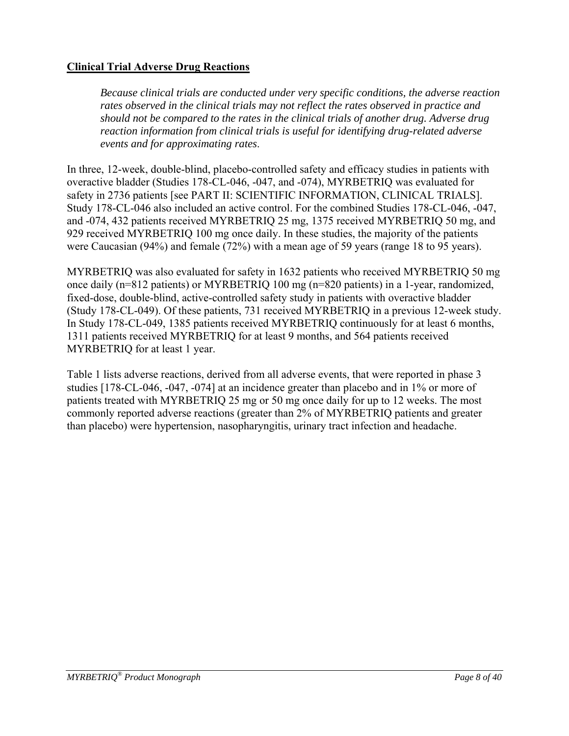**Clinical Trial Adverse Drug Reactions**

> *Because clinical trials are conducted under very specific conditions, the adverse reaction rates observed in the clinical trials may not reflect the rates observed in practice and should not be compared to the rates in the clinical trials of another drug. Adverse drug reaction information from clinical trials is useful for identifying drug-related adverse events and for approximating rates*.

In three, 12-week, double-blind, placebo-controlled safety and efficacy studies in patients with overactive bladder (Studies 178-CL-046, -047, and -074), MYRBETRIQ was evaluated for safety in 2736 patients [see PART II: SCIENTIFIC INFORMATION, CLINICAL TRIALS]. Study 178-CL-046 also included an active control. For the combined Studies 178-CL-046, -047, and -074, 432 patients received MYRBETRIQ 25 mg, 1375 received MYRBETRIQ 50 mg, and 929 received MYRBETRIQ 100 mg once daily. In these studies, the majority of the patients were Caucasian (94%) and female (72%) with a mean age of 59 years (range 18 to 95 years).

MYRBETRIQ was also evaluated for safety in 1632 patients who received MYRBETRIQ 50 mg once daily (n=812 patients) or MYRBETRIQ 100 mg (n=820 patients) in a 1-year, randomized, fixed-dose, double-blind, active-controlled safety study in patients with overactive bladder (Study 178-CL-049). Of these patients, 731 received MYRBETRIQ in a previous 12-week study. In Study 178-CL-049, 1385 patients received MYRBETRIQ continuously for at least 6 months, 1311 patients received MYRBETRIQ for at least 9 months, and 564 patients received MYRBETRIQ for at least 1 year.

Table 1 lists adverse reactions, derived from all adverse events, that were reported in phase 3 studies [178-CL-046, -047, -074] at an incidence greater than placebo and in 1% or more of patients treated with MYRBETRIQ 25 mg or 50 mg once daily for up to 12 weeks. The most commonly reported adverse reactions (greater than 2% of MYRBETRIQ patients and greater than placebo) were hypertension, nasopharyngitis, urinary tract infection and headache.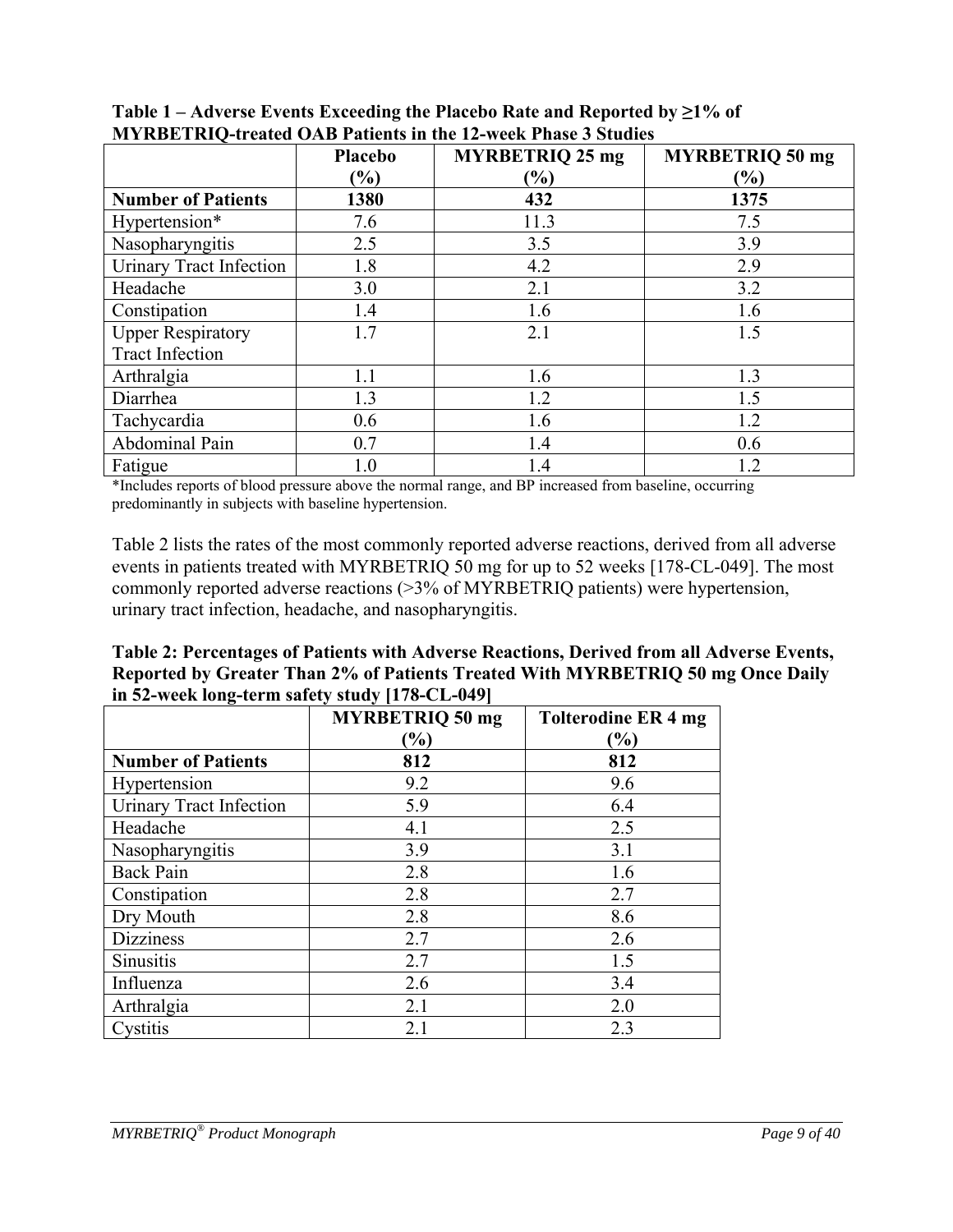**Table 1 – Adverse Events Exceeding the Placebo Rate and Reported by ≥1% of MYRBETRIQ-treated OAB Patients in the 12-week Phase 3 Studies**

| | Placebo (%) | MYRBETRIQ 25 mg (%) | MYRBETRIQ 50 mg (%) |
|---|---|---|---|
| **Number of Patients** | **1380** | **432** | **1375** |
| Hypertension* | 7.6 | 11.3 | 7.5 |
| Nasopharyngitis | 2.5 | 3.5 | 3.9 |
| Urinary Tract Infection | 1.8 | 4.2 | 2.9 |
| Headache | 3.0 | 2.1 | 3.2 |
| Constipation | 1.4 | 1.6 | 1.6 |
| Upper Respiratory Tract Infection | 1.7 | 2.1 | 1.5 |
| Arthralgia | 1.1 | 1.6 | 1.3 |
| Diarrhea | 1.3 | 1.2 | 1.5 |
| Tachycardia | 0.6 | 1.6 | 1.2 |
| Abdominal Pain | 0.7 | 1.4 | 0.6 |
| Fatigue | 1.0 | 1.4 | 1.2 |

*Includes reports of blood pressure above the normal range, and BP increased from baseline, occurring predominantly in subjects with baseline hypertension.

Table 2 lists the rates of the most commonly reported adverse reactions, derived from all adverse events in patients treated with MYRBETRIQ 50 mg for up to 52 weeks [178-CL-049]. The most commonly reported adverse reactions (>3% of MYRBETRIQ patients) were hypertension, urinary tract infection, headache, and nasopharyngitis.

**Table 2: Percentages of Patients with Adverse Reactions, Derived from all Adverse Events, Reported by Greater Than 2% of Patients Treated With MYRBETRIQ 50 mg Once Daily in 52-week long-term safety study [178-CL-049]**

| | MYRBETRIQ 50 mg (%) | Tolterodine ER 4 mg (%) |
|---|---|---|
| **Number of Patients** | **812** | **812** |
| Hypertension | 9.2 | 9.6 |
| Urinary Tract Infection | 5.9 | 6.4 |
| Headache | 4.1 | 2.5 |
| Nasopharyngitis | 3.9 | 3.1 |
| Back Pain | 2.8 | 1.6 |
| Constipation | 2.8 | 2.7 |
| Dry Mouth | 2.8 | 8.6 |
| Dizziness | 2.7 | 2.6 |
| Sinusitis | 2.7 | 1.5 |
| Influenza | 2.6 | 3.4 |
| Arthralgia | 2.1 | 2.0 |
| Cystitis | 2.1 | 2.3 |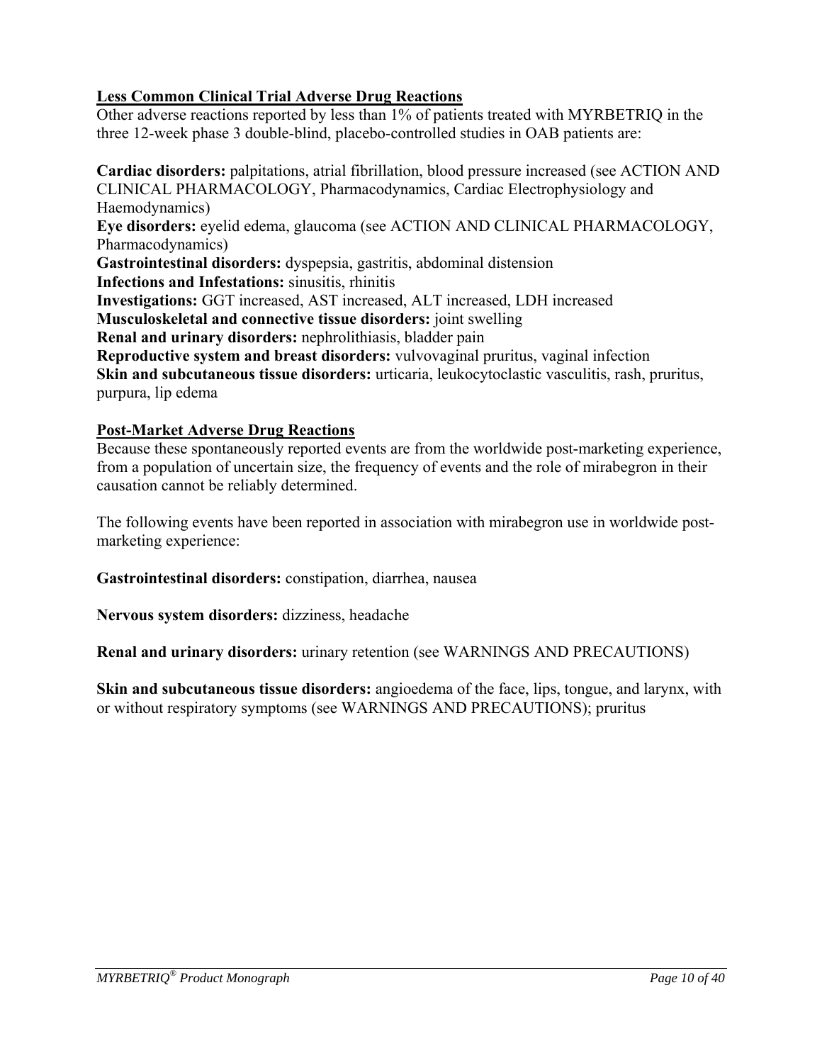### Less Common Clinical Trial Adverse Drug Reactions

Other adverse reactions reported by less than 1% of patients treated with MYRBETRIQ in the three 12-week phase 3 double-blind, placebo-controlled studies in OAB patients are:

**Cardiac disorders:** palpitations, atrial fibrillation, blood pressure increased (see ACTION AND CLINICAL PHARMACOLOGY, Pharmacodynamics, Cardiac Electrophysiology and Haemodynamics)
**Eye disorders:** eyelid edema, glaucoma (see ACTION AND CLINICAL PHARMACOLOGY, Pharmacodynamics)
**Gastrointestinal disorders:** dyspepsia, gastritis, abdominal distension
**Infections and Infestations:** sinusitis, rhinitis
**Investigations:** GGT increased, AST increased, ALT increased, LDH increased
**Musculoskeletal and connective tissue disorders:** joint swelling
**Renal and urinary disorders:** nephrolithiasis, bladder pain
**Reproductive system and breast disorders:** vulvovaginal pruritus, vaginal infection
**Skin and subcutaneous tissue disorders:** urticaria, leukocytoclastic vasculitis, rash, pruritus, purpura, lip edema

### Post-Market Adverse Drug Reactions

Because these spontaneously reported events are from the worldwide post-marketing experience, from a population of uncertain size, the frequency of events and the role of mirabegron in their causation cannot be reliably determined.

The following events have been reported in association with mirabegron use in worldwide post-marketing experience:

**Gastrointestinal disorders:** constipation, diarrhea, nausea

**Nervous system disorders:** dizziness, headache

**Renal and urinary disorders:** urinary retention (see WARNINGS AND PRECAUTIONS)

**Skin and subcutaneous tissue disorders:** angioedema of the face, lips, tongue, and larynx, with or without respiratory symptoms (see WARNINGS AND PRECAUTIONS); pruritus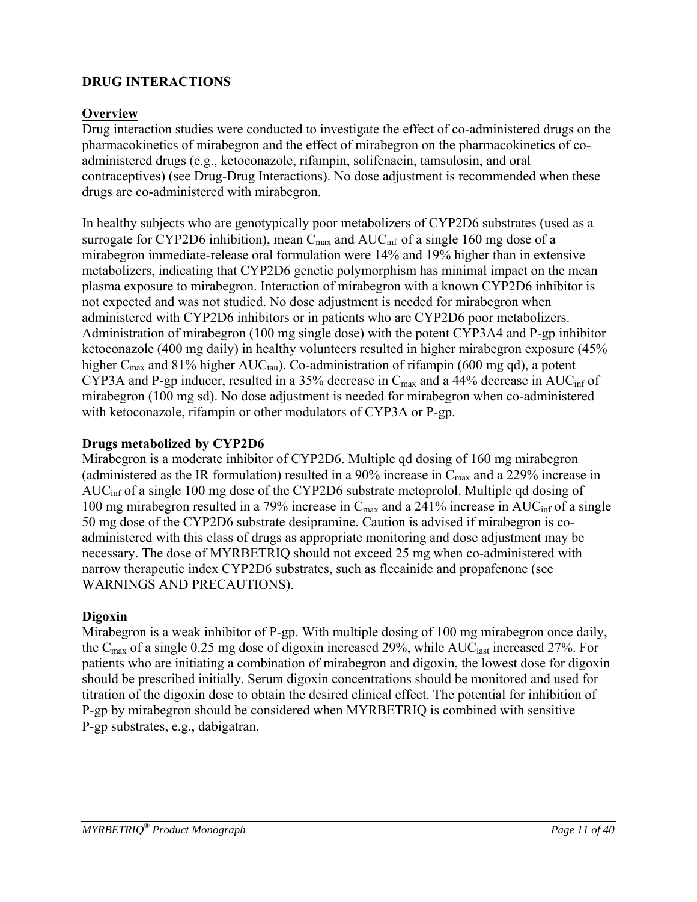## DRUG INTERACTIONS

### Overview

Drug interaction studies were conducted to investigate the effect of co-administered drugs on the pharmacokinetics of mirabegron and the effect of mirabegron on the pharmacokinetics of co-administered drugs (e.g., ketoconazole, rifampin, solifenacin, tamsulosin, and oral contraceptives) (see Drug-Drug Interactions). No dose adjustment is recommended when these drugs are co-administered with mirabegron.

In healthy subjects who are genotypically poor metabolizers of CYP2D6 substrates (used as a surrogate for CYP2D6 inhibition), mean $C_{max}$ and $AUC_{inf}$ of a single 160 mg dose of a mirabegron immediate-release oral formulation were 14% and 19% higher than in extensive metabolizers, indicating that CYP2D6 genetic polymorphism has minimal impact on the mean plasma exposure to mirabegron. Interaction of mirabegron with a known CYP2D6 inhibitor is not expected and was not studied. No dose adjustment is needed for mirabegron when administered with CYP2D6 inhibitors or in patients who are CYP2D6 poor metabolizers. Administration of mirabegron (100 mg single dose) with the potent CYP3A4 and P-gp inhibitor ketoconazole (400 mg daily) in healthy volunteers resulted in higher mirabegron exposure (45% higher $C_{max}$ and 81% higher $AUC_{tau}$). Co-administration of rifampin (600 mg qd), a potent CYP3A and P-gp inducer, resulted in a 35% decrease in $C_{max}$ and a 44% decrease in $AUC_{inf}$ of mirabegron (100 mg sd). No dose adjustment is needed for mirabegron when co-administered with ketoconazole, rifampin or other modulators of CYP3A or P-gp.

### Drugs metabolized by CYP2D6

Mirabegron is a moderate inhibitor of CYP2D6. Multiple qd dosing of 160 mg mirabegron (administered as the IR formulation) resulted in a 90% increase in $C_{max}$ and a 229% increase in $AUC_{inf}$ of a single 100 mg dose of the CYP2D6 substrate metoprolol. Multiple qd dosing of 100 mg mirabegron resulted in a 79% increase in $C_{max}$ and a 241% increase in $AUC_{inf}$ of a single 50 mg dose of the CYP2D6 substrate desipramine. Caution is advised if mirabegron is co-administered with this class of drugs as appropriate monitoring and dose adjustment may be necessary. The dose of MYRBETRIQ should not exceed 25 mg when co-administered with narrow therapeutic index CYP2D6 substrates, such as flecainide and propafenone (see WARNINGS AND PRECAUTIONS).

### Digoxin

Mirabegron is a weak inhibitor of P-gp. With multiple dosing of 100 mg mirabegron once daily, the $C_{max}$ of a single 0.25 mg dose of digoxin increased 29%, while $AUC_{last}$ increased 27%. For patients who are initiating a combination of mirabegron and digoxin, the lowest dose for digoxin should be prescribed initially. Serum digoxin concentrations should be monitored and used for titration of the digoxin dose to obtain the desired clinical effect. The potential for inhibition of P-gp by mirabegron should be considered when MYRBETRIQ is combined with sensitive P-gp substrates, e.g., dabigatran.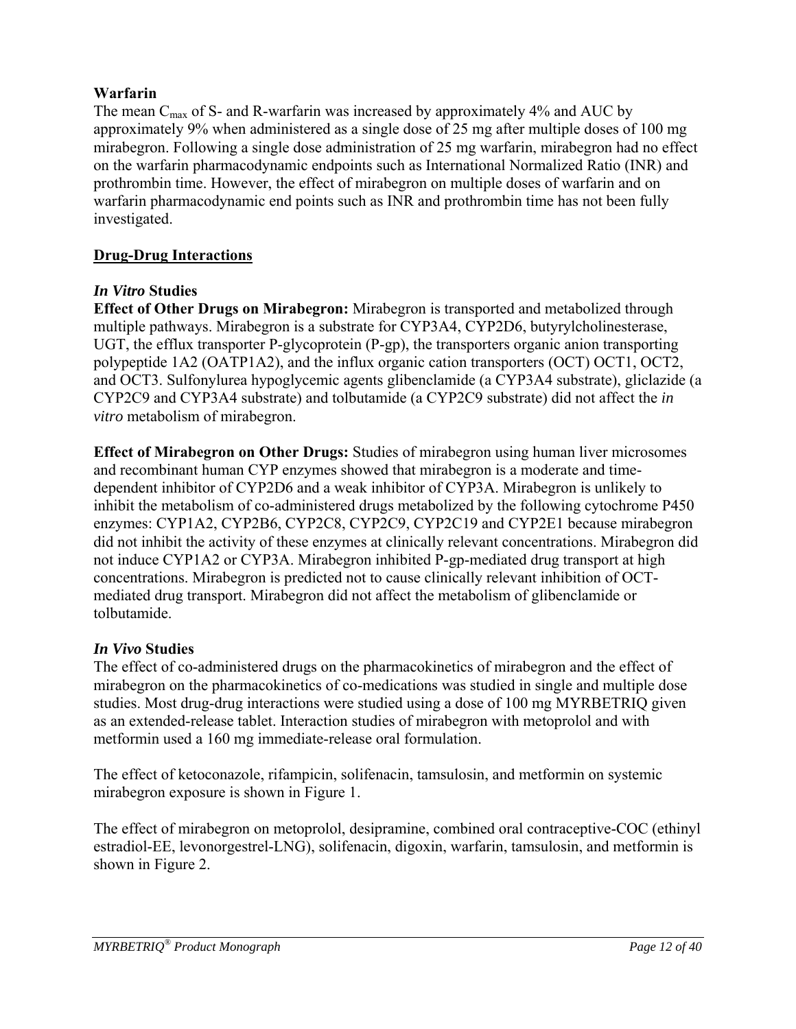**Warfarin**

The mean $C_{max}$ of S- and R-warfarin was increased by approximately 4% and AUC by approximately 9% when administered as a single dose of 25 mg after multiple doses of 100 mg mirabegron. Following a single dose administration of 25 mg warfarin, mirabegron had no effect on the warfarin pharmacodynamic endpoints such as International Normalized Ratio (INR) and prothrombin time. However, the effect of mirabegron on multiple doses of warfarin and on warfarin pharmacodynamic end points such as INR and prothrombin time has not been fully investigated.

## Drug-Drug Interactions

### *In Vitro* Studies

**Effect of Other Drugs on Mirabegron:** Mirabegron is transported and metabolized through multiple pathways. Mirabegron is a substrate for CYP3A4, CYP2D6, butyrylcholinesterase, UGT, the efflux transporter P-glycoprotein (P-gp), the transporters organic anion transporting polypeptide 1A2 (OATP1A2), and the influx organic cation transporters (OCT) OCT1, OCT2, and OCT3. Sulfonylurea hypoglycemic agents glibenclamide (a CYP3A4 substrate), gliclazide (a CYP2C9 and CYP3A4 substrate) and tolbutamide (a CYP2C9 substrate) did not affect the *in vitro* metabolism of mirabegron.

**Effect of Mirabegron on Other Drugs:** Studies of mirabegron using human liver microsomes and recombinant human CYP enzymes showed that mirabegron is a moderate and time-dependent inhibitor of CYP2D6 and a weak inhibitor of CYP3A. Mirabegron is unlikely to inhibit the metabolism of co-administered drugs metabolized by the following cytochrome P450 enzymes: CYP1A2, CYP2B6, CYP2C8, CYP2C9, CYP2C19 and CYP2E1 because mirabegron did not inhibit the activity of these enzymes at clinically relevant concentrations. Mirabegron did not induce CYP1A2 or CYP3A. Mirabegron inhibited P-gp-mediated drug transport at high concentrations. Mirabegron is predicted not to cause clinically relevant inhibition of OCT-mediated drug transport. Mirabegron did not affect the metabolism of glibenclamide or tolbutamide.

### *In Vivo* Studies

The effect of co-administered drugs on the pharmacokinetics of mirabegron and the effect of mirabegron on the pharmacokinetics of co-medications was studied in single and multiple dose studies. Most drug-drug interactions were studied using a dose of 100 mg MYRBETRIQ given as an extended-release tablet. Interaction studies of mirabegron with metoprolol and with metformin used a 160 mg immediate-release oral formulation.

The effect of ketoconazole, rifampicin, solifenacin, tamsulosin, and metformin on systemic mirabegron exposure is shown in Figure 1.

The effect of mirabegron on metoprolol, desipramine, combined oral contraceptive-COC (ethinyl estradiol-EE, levonorgestrel-LNG), solifenacin, digoxin, warfarin, tamsulosin, and metformin is shown in Figure 2.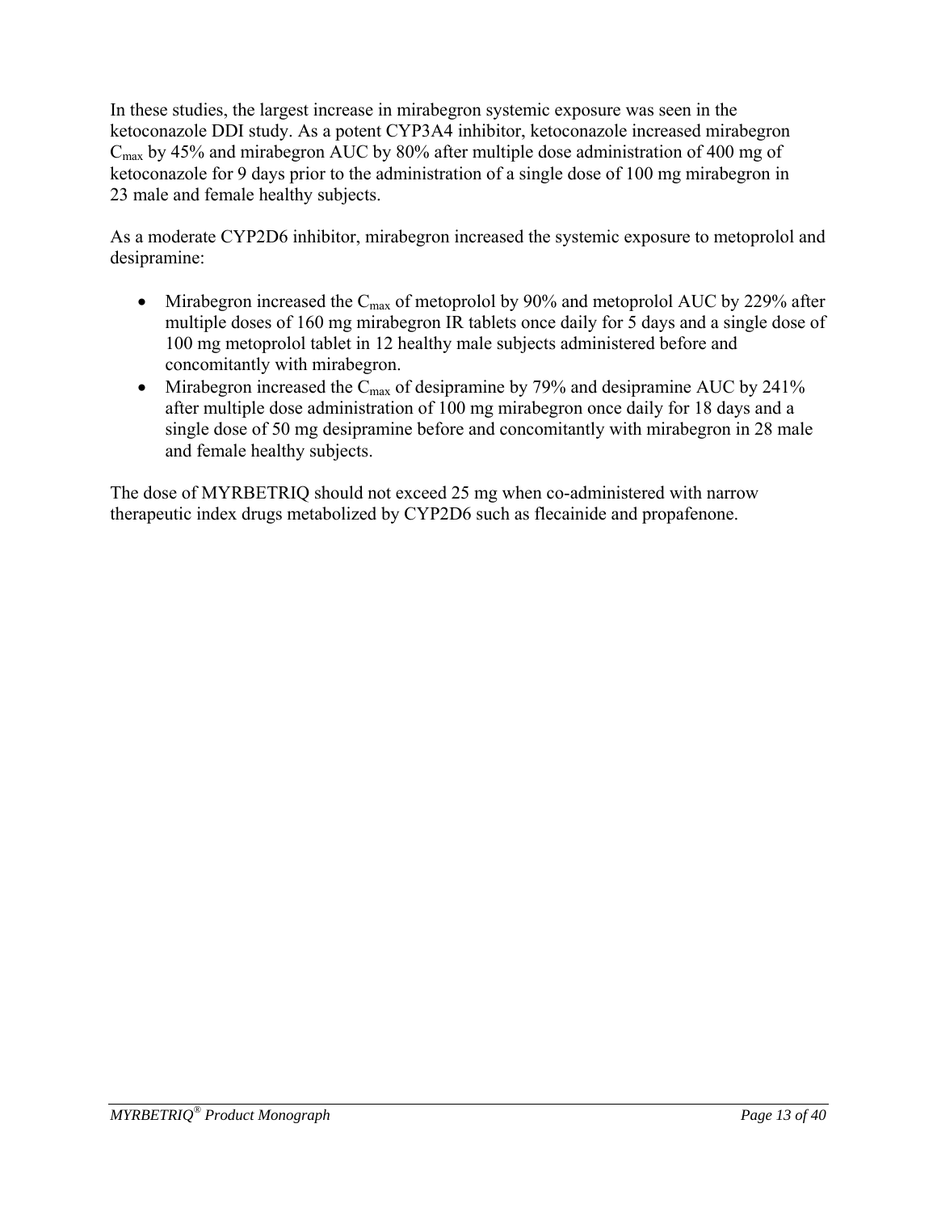In these studies, the largest increase in mirabegron systemic exposure was seen in the ketoconazole DDI study. As a potent CYP3A4 inhibitor, ketoconazole increased mirabegron $C_{max}$ by 45% and mirabegron AUC by 80% after multiple dose administration of 400 mg of ketoconazole for 9 days prior to the administration of a single dose of 100 mg mirabegron in 23 male and female healthy subjects.

As a moderate CYP2D6 inhibitor, mirabegron increased the systemic exposure to metoprolol and desipramine:

- Mirabegron increased the $C_{max}$ of metoprolol by 90% and metoprolol AUC by 229% after multiple doses of 160 mg mirabegron IR tablets once daily for 5 days and a single dose of 100 mg metoprolol tablet in 12 healthy male subjects administered before and concomitantly with mirabegron.
- Mirabegron increased the $C_{max}$ of desipramine by 79% and desipramine AUC by 241% after multiple dose administration of 100 mg mirabegron once daily for 18 days and a single dose of 50 mg desipramine before and concomitantly with mirabegron in 28 male and female healthy subjects.

The dose of MYRBETRIQ should not exceed 25 mg when co-administered with narrow therapeutic index drugs metabolized by CYP2D6 such as flecainide and propafenone.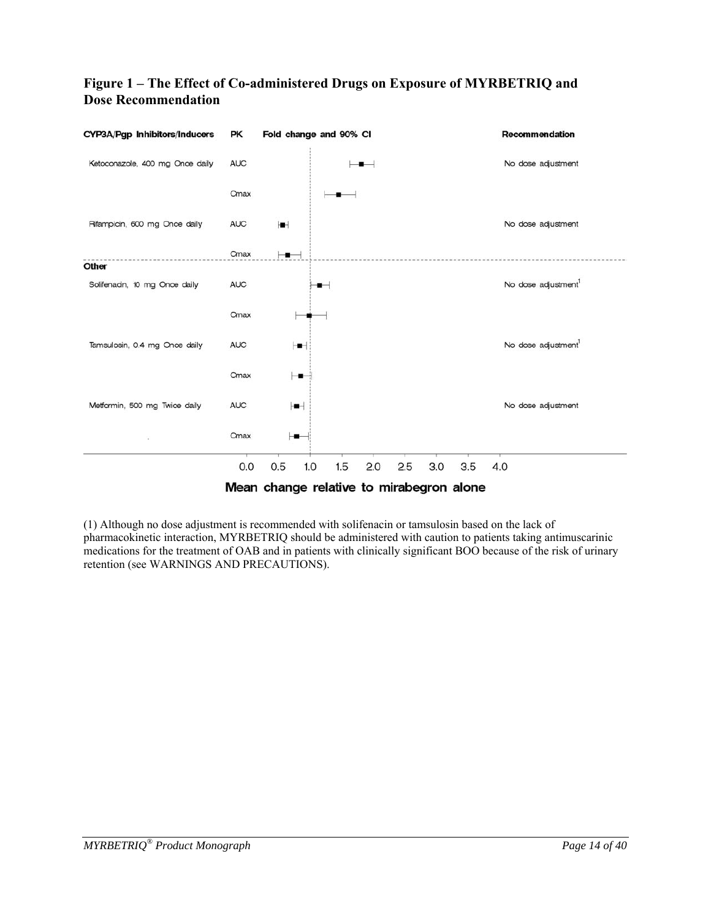**Figure 1 – The Effect of Co-administered Drugs on Exposure of MYRBETRIQ and Dose Recommendation**

| CYP3A/Pgp Inhibitors/Inducers | PK | Recommendation |
| --- | --- | --- |
| Ketoconazole, 400 mg Once daily | AUC | No dose adjustment |
| | Cmax | |
| Rifampicin, 600 mg Once daily | AUC | No dose adjustment |
| | Cmax | |
| **Other** | | |
| Solifenacin, 10 mg Once daily | AUC | No dose adjustment[1] |
| | Cmax | |
| Tamsulosin, 0.4 mg Once daily | AUC | No dose adjustment[1] |
| | Cmax | |
| Metformin, 500 mg Twice daily | AUC | No dose adjustment |
| | Cmax | |

Fold change and 90% CI

Mean change relative to mirabegron alone

(1) Although no dose adjustment is recommended with solifenacin or tamsulosin based on the lack of pharmacokinetic interaction, MYRBETRIQ should be administered with caution to patients taking antimuscarinic medications for the treatment of OAB and in patients with clinically significant BOO because of the risk of urinary retention (see WARNINGS AND PRECAUTIONS).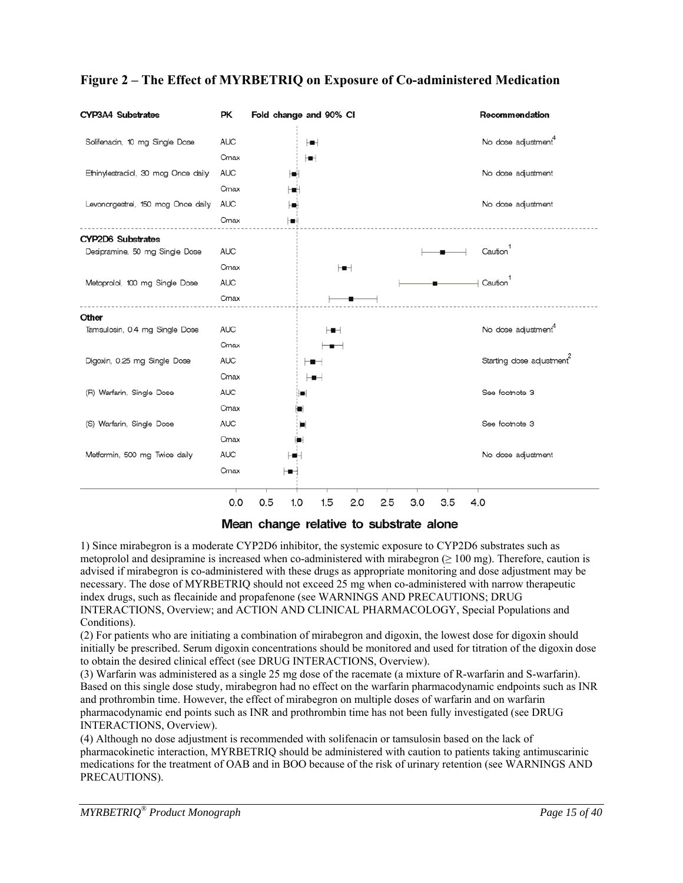## Figure 2 – The Effect of MYRBETRIQ on Exposure of Co-administered Medication

| CYP3A4 Substrates | PK | Recommendation |
|---|---|---|
| Solifenacin, 10 mg Single Dose | AUC | No dose adjustment[4] |
| | Cmax | |
| Ethinylestradiol, 30 mcg Once daily | AUC | No dose adjustment |
| | Cmax | |
| Levonorgestrel, 150 mcg Once daily | AUC | No dose adjustment |
| | Cmax | |
| **CYP2D6 Substrates** | | |
| Desipramine, 50 mg Single Dose | AUC | Caution[1] |
| | Cmax | |
| Metoprolol, 100 mg Single Dose | AUC | Caution[1] |
| | Cmax | |
| **Other** | | |
| Tamsulosin, 0.4 mg Single Dose | AUC | No dose adjustment[4] |
| | Cmax | |
| Digoxin, 0.25 mg Single Dose | AUC | Starting dose adjustment[2] |
| | Cmax | |
| (R) Warfarin, Single Dose | AUC | See footnote 3 |
| | Cmax | |
| (S) Warfarin, Single Dose | AUC | See footnote 3 |
| | Cmax | |
| Metformin, 500 mg Twice daily | AUC | No dose adjustment |
| | Cmax | |

Fold change and 90% CI

Mean change relative to substrate alone

1) Since mirabegron is a moderate CYP2D6 inhibitor, the systemic exposure to CYP2D6 substrates such as metoprolol and desipramine is increased when co-administered with mirabegron (≥ 100 mg). Therefore, caution is advised if mirabegron is co-administered with these drugs as appropriate monitoring and dose adjustment may be necessary. The dose of MYRBETRIQ should not exceed 25 mg when co-administered with narrow therapeutic index drugs, such as flecainide and propafenone (see WARNINGS AND PRECAUTIONS; DRUG INTERACTIONS, Overview; and ACTION AND CLINICAL PHARMACOLOGY, Special Populations and Conditions).

(2) For patients who are initiating a combination of mirabegron and digoxin, the lowest dose for digoxin should initially be prescribed. Serum digoxin concentrations should be monitored and used for titration of the digoxin dose to obtain the desired clinical effect (see DRUG INTERACTIONS, Overview).

(3) Warfarin was administered as a single 25 mg dose of the racemate (a mixture of R-warfarin and S-warfarin). Based on this single dose study, mirabegron had no effect on the warfarin pharmacodynamic endpoints such as INR and prothrombin time. However, the effect of mirabegron on multiple doses of warfarin and on warfarin pharmacodynamic end points such as INR and prothrombin time has not been fully investigated (see DRUG INTERACTIONS, Overview).

(4) Although no dose adjustment is recommended with solifenacin or tamsulosin based on the lack of pharmacokinetic interaction, MYRBETRIQ should be administered with caution to patients taking antimuscarinic medications for the treatment of OAB and in BOO because of the risk of urinary retention (see WARNINGS AND PRECAUTIONS).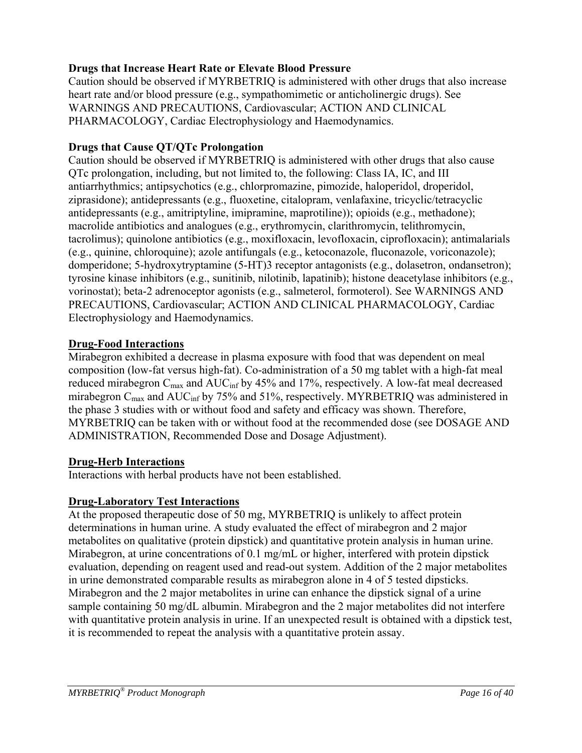**Drugs that Increase Heart Rate or Elevate Blood Pressure**

Caution should be observed if MYRBETRIQ is administered with other drugs that also increase heart rate and/or blood pressure (e.g., sympathomimetic or anticholinergic drugs). See WARNINGS AND PRECAUTIONS, Cardiovascular; ACTION AND CLINICAL PHARMACOLOGY, Cardiac Electrophysiology and Haemodynamics.

**Drugs that Cause QT/QTc Prolongation**

Caution should be observed if MYRBETRIQ is administered with other drugs that also cause QTc prolongation, including, but not limited to, the following: Class IA, IC, and III antiarrhythmics; antipsychotics (e.g., chlorpromazine, pimozide, haloperidol, droperidol, ziprasidone); antidepressants (e.g., fluoxetine, citalopram, venlafaxine, tricyclic/tetracyclic antidepressants (e.g., amitriptyline, imipramine, maprotiline)); opioids (e.g., methadone); macrolide antibiotics and analogues (e.g., erythromycin, clarithromycin, telithromycin, tacrolimus); quinolone antibiotics (e.g., moxifloxacin, levofloxacin, ciprofloxacin); antimalarials (e.g., quinine, chloroquine); azole antifungals (e.g., ketoconazole, fluconazole, voriconazole); domperidone; 5-hydroxytryptamine (5-HT)3 receptor antagonists (e.g., dolasetron, ondansetron); tyrosine kinase inhibitors (e.g., sunitinib, nilotinib, lapatinib); histone deacetylase inhibitors (e.g., vorinostat); beta-2 adrenoceptor agonists (e.g., salmeterol, formoterol). See WARNINGS AND PRECAUTIONS, Cardiovascular; ACTION AND CLINICAL PHARMACOLOGY, Cardiac Electrophysiology and Haemodynamics.

## Drug-Food Interactions

Mirabegron exhibited a decrease in plasma exposure with food that was dependent on meal composition (low-fat versus high-fat). Co-administration of a 50 mg tablet with a high-fat meal reduced mirabegron $C_{max}$ and $AUC_{inf}$ by 45% and 17%, respectively. A low-fat meal decreased mirabegron $C_{max}$ and $AUC_{inf}$ by 75% and 51%, respectively. MYRBETRIQ was administered in the phase 3 studies with or without food and safety and efficacy was shown. Therefore, MYRBETRIQ can be taken with or without food at the recommended dose (see DOSAGE AND ADMINISTRATION, Recommended Dose and Dosage Adjustment).

## Drug-Herb Interactions

Interactions with herbal products have not been established.

## Drug-Laboratory Test Interactions

At the proposed therapeutic dose of 50 mg, MYRBETRIQ is unlikely to affect protein determinations in human urine. A study evaluated the effect of mirabegron and 2 major metabolites on qualitative (protein dipstick) and quantitative protein analysis in human urine. Mirabegron, at urine concentrations of 0.1 mg/mL or higher, interfered with protein dipstick evaluation, depending on reagent used and read-out system. Addition of the 2 major metabolites in urine demonstrated comparable results as mirabegron alone in 4 of 5 tested dipsticks. Mirabegron and the 2 major metabolites in urine can enhance the dipstick signal of a urine sample containing 50 mg/dL albumin. Mirabegron and the 2 major metabolites did not interfere with quantitative protein analysis in urine. If an unexpected result is obtained with a dipstick test, it is recommended to repeat the analysis with a quantitative protein assay.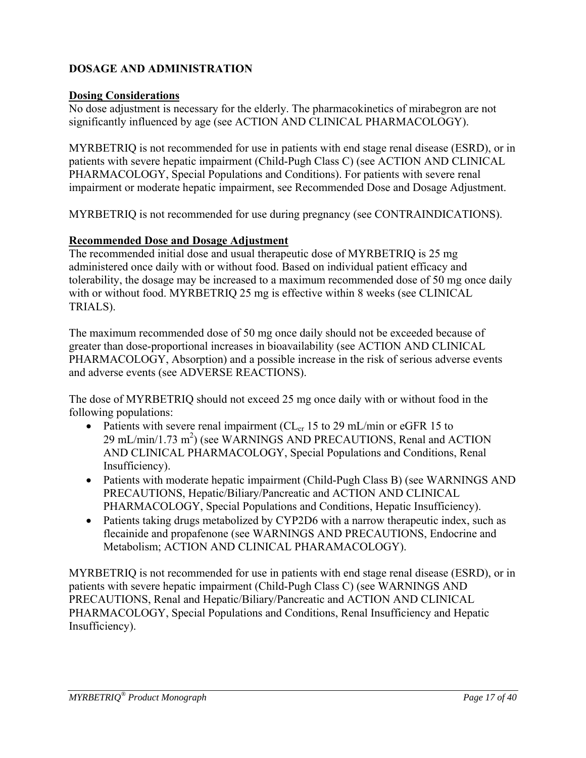## DOSAGE AND ADMINISTRATION

### Dosing Considerations

No dose adjustment is necessary for the elderly. The pharmacokinetics of mirabegron are not significantly influenced by age (see ACTION AND CLINICAL PHARMACOLOGY).

MYRBETRIQ is not recommended for use in patients with end stage renal disease (ESRD), or in patients with severe hepatic impairment (Child-Pugh Class C) (see ACTION AND CLINICAL PHARMACOLOGY, Special Populations and Conditions). For patients with severe renal impairment or moderate hepatic impairment, see Recommended Dose and Dosage Adjustment.

MYRBETRIQ is not recommended for use during pregnancy (see CONTRAINDICATIONS).

### Recommended Dose and Dosage Adjustment

The recommended initial dose and usual therapeutic dose of MYRBETRIQ is 25 mg administered once daily with or without food. Based on individual patient efficacy and tolerability, the dosage may be increased to a maximum recommended dose of 50 mg once daily with or without food. MYRBETRIQ 25 mg is effective within 8 weeks (see CLINICAL TRIALS).

The maximum recommended dose of 50 mg once daily should not be exceeded because of greater than dose-proportional increases in bioavailability (see ACTION AND CLINICAL PHARMACOLOGY, Absorption) and a possible increase in the risk of serious adverse events and adverse events (see ADVERSE REACTIONS).

The dose of MYRBETRIQ should not exceed 25 mg once daily with or without food in the following populations:

- Patients with severe renal impairment ($CL_{cr}$ 15 to 29 mL/min or eGFR 15 to 29 mL/min/1.73 $m^2$) (see WARNINGS AND PRECAUTIONS, Renal and ACTION AND CLINICAL PHARMACOLOGY, Special Populations and Conditions, Renal Insufficiency).
- Patients with moderate hepatic impairment (Child-Pugh Class B) (see WARNINGS AND PRECAUTIONS, Hepatic/Biliary/Pancreatic and ACTION AND CLINICAL PHARMACOLOGY, Special Populations and Conditions, Hepatic Insufficiency).
- Patients taking drugs metabolized by CYP2D6 with a narrow therapeutic index, such as flecainide and propafenone (see WARNINGS AND PRECAUTIONS, Endocrine and Metabolism; ACTION AND CLINICAL PHARAMACOLOGY).

MYRBETRIQ is not recommended for use in patients with end stage renal disease (ESRD), or in patients with severe hepatic impairment (Child-Pugh Class C) (see WARNINGS AND PRECAUTIONS, Renal and Hepatic/Biliary/Pancreatic and ACTION AND CLINICAL PHARMACOLOGY, Special Populations and Conditions, Renal Insufficiency and Hepatic Insufficiency).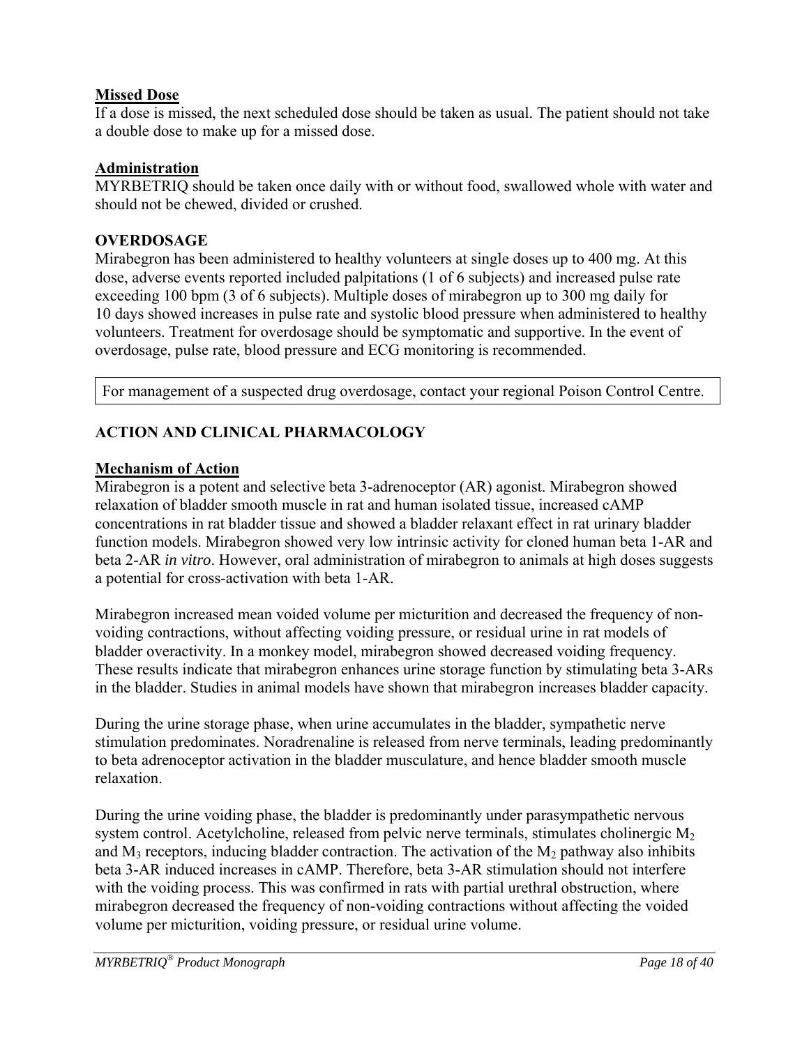**Missed Dose**

If a dose is missed, the next scheduled dose should be taken as usual. The patient should not take a double dose to make up for a missed dose.

**Administration**

MYRBETRIQ should be taken once daily with or without food, swallowed whole with water and should not be chewed, divided or crushed.

## OVERDOSAGE

Mirabegron has been administered to healthy volunteers at single doses up to 400 mg. At this dose, adverse events reported included palpitations (1 of 6 subjects) and increased pulse rate exceeding 100 bpm (3 of 6 subjects). Multiple doses of mirabegron up to 300 mg daily for 10 days showed increases in pulse rate and systolic blood pressure when administered to healthy volunteers. Treatment for overdosage should be symptomatic and supportive. In the event of overdosage, pulse rate, blood pressure and ECG monitoring is recommended.

| For management of a suspected drug overdosage, contact your regional Poison Control Centre. |
|---|

## ACTION AND CLINICAL PHARMACOLOGY

**Mechanism of Action**

Mirabegron is a potent and selective beta 3-adrenoceptor (AR) agonist. Mirabegron showed relaxation of bladder smooth muscle in rat and human isolated tissue, increased cAMP concentrations in rat bladder tissue and showed a bladder relaxant effect in rat urinary bladder function models. Mirabegron showed very low intrinsic activity for cloned human beta 1-AR and beta 2-AR *in vitro*. However, oral administration of mirabegron to animals at high doses suggests a potential for cross-activation with beta 1-AR.

Mirabegron increased mean voided volume per micturition and decreased the frequency of non-voiding contractions, without affecting voiding pressure, or residual urine in rat models of bladder overactivity. In a monkey model, mirabegron showed decreased voiding frequency. These results indicate that mirabegron enhances urine storage function by stimulating beta 3-ARs in the bladder. Studies in animal models have shown that mirabegron increases bladder capacity.

During the urine storage phase, when urine accumulates in the bladder, sympathetic nerve stimulation predominates. Noradrenaline is released from nerve terminals, leading predominantly to beta adrenoceptor activation in the bladder musculature, and hence bladder smooth muscle relaxation.

During the urine voiding phase, the bladder is predominantly under parasympathetic nervous system control. Acetylcholine, released from pelvic nerve terminals, stimulates cholinergic $M_2$ and $M_3$ receptors, inducing bladder contraction. The activation of the $M_2$ pathway also inhibits beta 3-AR induced increases in cAMP. Therefore, beta 3-AR stimulation should not interfere with the voiding process. This was confirmed in rats with partial urethral obstruction, where mirabegron decreased the frequency of non-voiding contractions without affecting the voided volume per micturition, voiding pressure, or residual urine volume.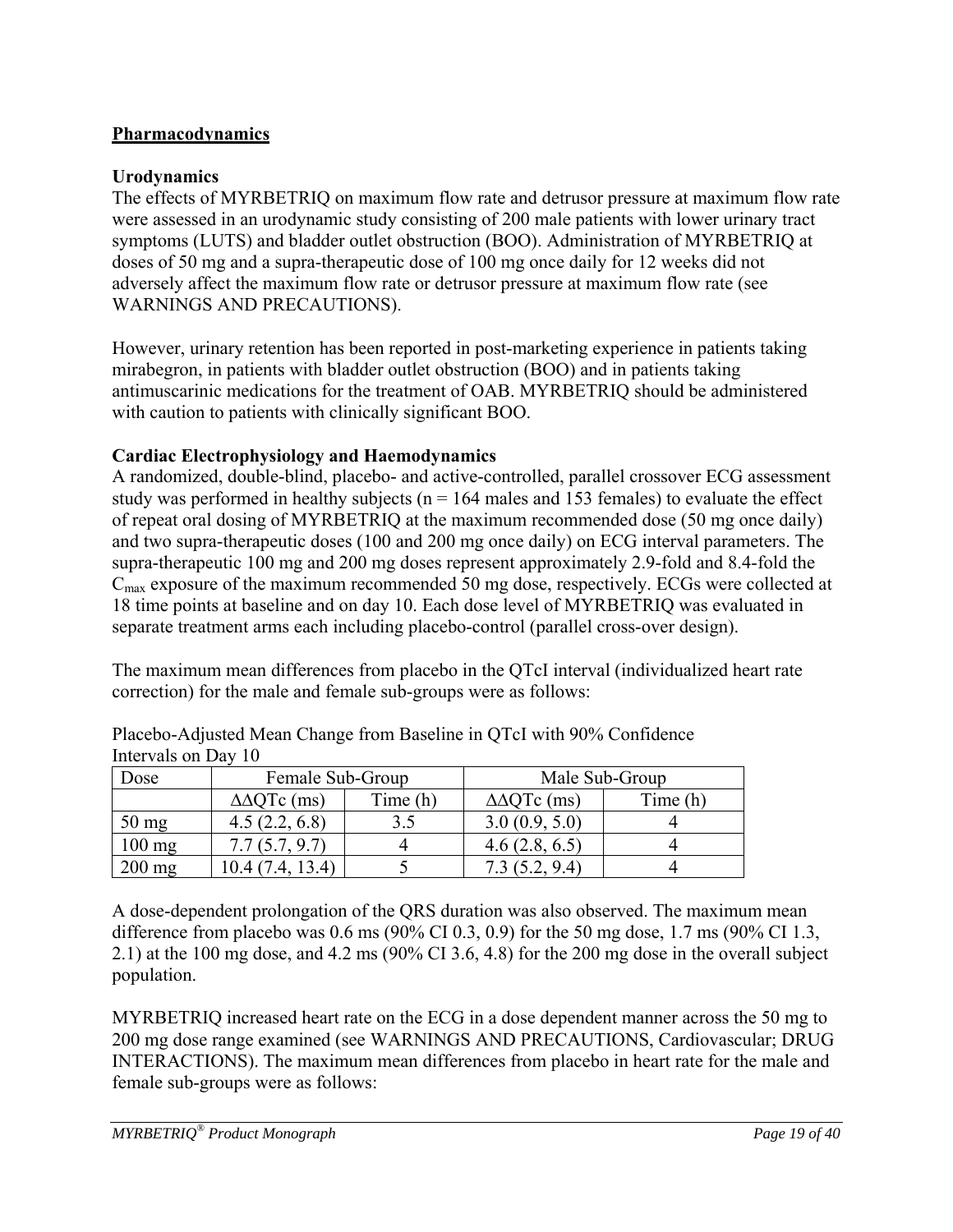## Pharmacodynamics

### Urodynamics

The effects of MYRBETRIQ on maximum flow rate and detrusor pressure at maximum flow rate were assessed in an urodynamic study consisting of 200 male patients with lower urinary tract symptoms (LUTS) and bladder outlet obstruction (BOO). Administration of MYRBETRIQ at doses of 50 mg and a supra-therapeutic dose of 100 mg once daily for 12 weeks did not adversely affect the maximum flow rate or detrusor pressure at maximum flow rate (see WARNINGS AND PRECAUTIONS).

However, urinary retention has been reported in post-marketing experience in patients taking mirabegron, in patients with bladder outlet obstruction (BOO) and in patients taking antimuscarinic medications for the treatment of OAB. MYRBETRIQ should be administered with caution to patients with clinically significant BOO.

### Cardiac Electrophysiology and Haemodynamics

A randomized, double-blind, placebo- and active-controlled, parallel crossover ECG assessment study was performed in healthy subjects (n = 164 males and 153 females) to evaluate the effect of repeat oral dosing of MYRBETRIQ at the maximum recommended dose (50 mg once daily) and two supra-therapeutic doses (100 and 200 mg once daily) on ECG interval parameters. The supra-therapeutic 100 mg and 200 mg doses represent approximately 2.9-fold and 8.4-fold the $C_{max}$ exposure of the maximum recommended 50 mg dose, respectively. ECGs were collected at 18 time points at baseline and on day 10. Each dose level of MYRBETRIQ was evaluated in separate treatment arms each including placebo-control (parallel cross-over design).

The maximum mean differences from placebo in the QTcI interval (individualized heart rate correction) for the male and female sub-groups were as follows:

Placebo-Adjusted Mean Change from Baseline in QTcI with 90% Confidence Intervals on Day 10

| Dose | Female Sub-Group | | Male Sub-Group | |
|---|---|---|---|---|
| | ΔΔQTc (ms) | Time (h) | ΔΔQTc (ms) | Time (h) |
| 50 mg | 4.5 (2.2, 6.8) | 3.5 | 3.0 (0.9, 5.0) | 4 |
| 100 mg | 7.7 (5.7, 9.7) | 4 | 4.6 (2.8, 6.5) | 4 |
| 200 mg | 10.4 (7.4, 13.4) | 5 | 7.3 (5.2, 9.4) | 4 |

A dose-dependent prolongation of the QRS duration was also observed. The maximum mean difference from placebo was 0.6 ms (90% CI 0.3, 0.9) for the 50 mg dose, 1.7 ms (90% CI 1.3, 2.1) at the 100 mg dose, and 4.2 ms (90% CI 3.6, 4.8) for the 200 mg dose in the overall subject population.

MYRBETRIQ increased heart rate on the ECG in a dose dependent manner across the 50 mg to 200 mg dose range examined (see WARNINGS AND PRECAUTIONS, Cardiovascular; DRUG INTERACTIONS). The maximum mean differences from placebo in heart rate for the male and female sub-groups were as follows: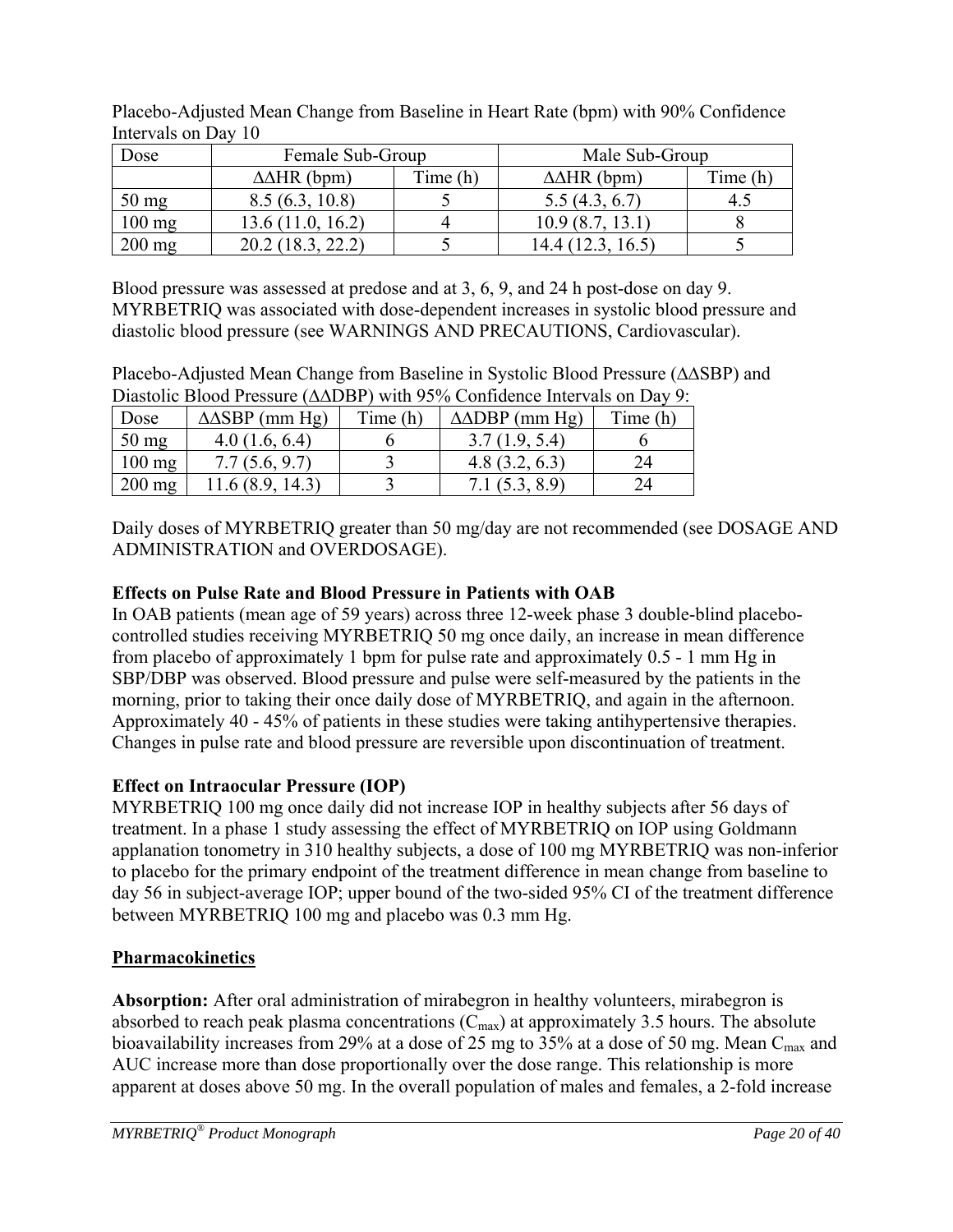Placebo-Adjusted Mean Change from Baseline in Heart Rate (bpm) with 90% Confidence Intervals on Day 10

| Dose | Female Sub-Group | | Male Sub-Group | |
|---|---|---|---|---|
| | ΔΔHR (bpm) | Time (h) | ΔΔHR (bpm) | Time (h) |
| 50 mg | 8.5 (6.3, 10.8) | 5 | 5.5 (4.3, 6.7) | 4.5 |
| 100 mg | 13.6 (11.0, 16.2) | 4 | 10.9 (8.7, 13.1) | 8 |
| 200 mg | 20.2 (18.3, 22.2) | 5 | 14.4 (12.3, 16.5) | 5 |

Blood pressure was assessed at predose and at 3, 6, 9, and 24 h post-dose on day 9. MYRBETRIQ was associated with dose-dependent increases in systolic blood pressure and diastolic blood pressure (see WARNINGS AND PRECAUTIONS, Cardiovascular).

Placebo-Adjusted Mean Change from Baseline in Systolic Blood Pressure (ΔΔSBP) and Diastolic Blood Pressure (ΔΔDBP) with 95% Confidence Intervals on Day 9:

| Dose | ΔΔSBP (mm Hg) | Time (h) | ΔΔDBP (mm Hg) | Time (h) |
|---|---|---|---|---|
| 50 mg | 4.0 (1.6, 6.4) | 6 | 3.7 (1.9, 5.4) | 6 |
| 100 mg | 7.7 (5.6, 9.7) | 3 | 4.8 (3.2, 6.3) | 24 |
| 200 mg | 11.6 (8.9, 14.3) | 3 | 7.1 (5.3, 8.9) | 24 |

Daily doses of MYRBETRIQ greater than 50 mg/day are not recommended (see DOSAGE AND ADMINISTRATION and OVERDOSAGE).

**Effects on Pulse Rate and Blood Pressure in Patients with OAB**

In OAB patients (mean age of 59 years) across three 12-week phase 3 double-blind placebo-controlled studies receiving MYRBETRIQ 50 mg once daily, an increase in mean difference from placebo of approximately 1 bpm for pulse rate and approximately 0.5 - 1 mm Hg in SBP/DBP was observed. Blood pressure and pulse were self-measured by the patients in the morning, prior to taking their once daily dose of MYRBETRIQ, and again in the afternoon. Approximately 40 - 45% of patients in these studies were taking antihypertensive therapies. Changes in pulse rate and blood pressure are reversible upon discontinuation of treatment.

**Effect on Intraocular Pressure (IOP)**

MYRBETRIQ 100 mg once daily did not increase IOP in healthy subjects after 56 days of treatment. In a phase 1 study assessing the effect of MYRBETRIQ on IOP using Goldmann applanation tonometry in 310 healthy subjects, a dose of 100 mg MYRBETRIQ was non-inferior to placebo for the primary endpoint of the treatment difference in mean change from baseline to day 56 in subject-average IOP; upper bound of the two-sided 95% CI of the treatment difference between MYRBETRIQ 100 mg and placebo was 0.3 mm Hg.

## Pharmacokinetics

**Absorption:** After oral administration of mirabegron in healthy volunteers, mirabegron is absorbed to reach peak plasma concentrations ($C_{max}$) at approximately 3.5 hours. The absolute bioavailability increases from 29% at a dose of 25 mg to 35% at a dose of 50 mg. Mean $C_{max}$ and AUC increase more than dose proportionally over the dose range. This relationship is more apparent at doses above 50 mg. In the overall population of males and females, a 2-fold increase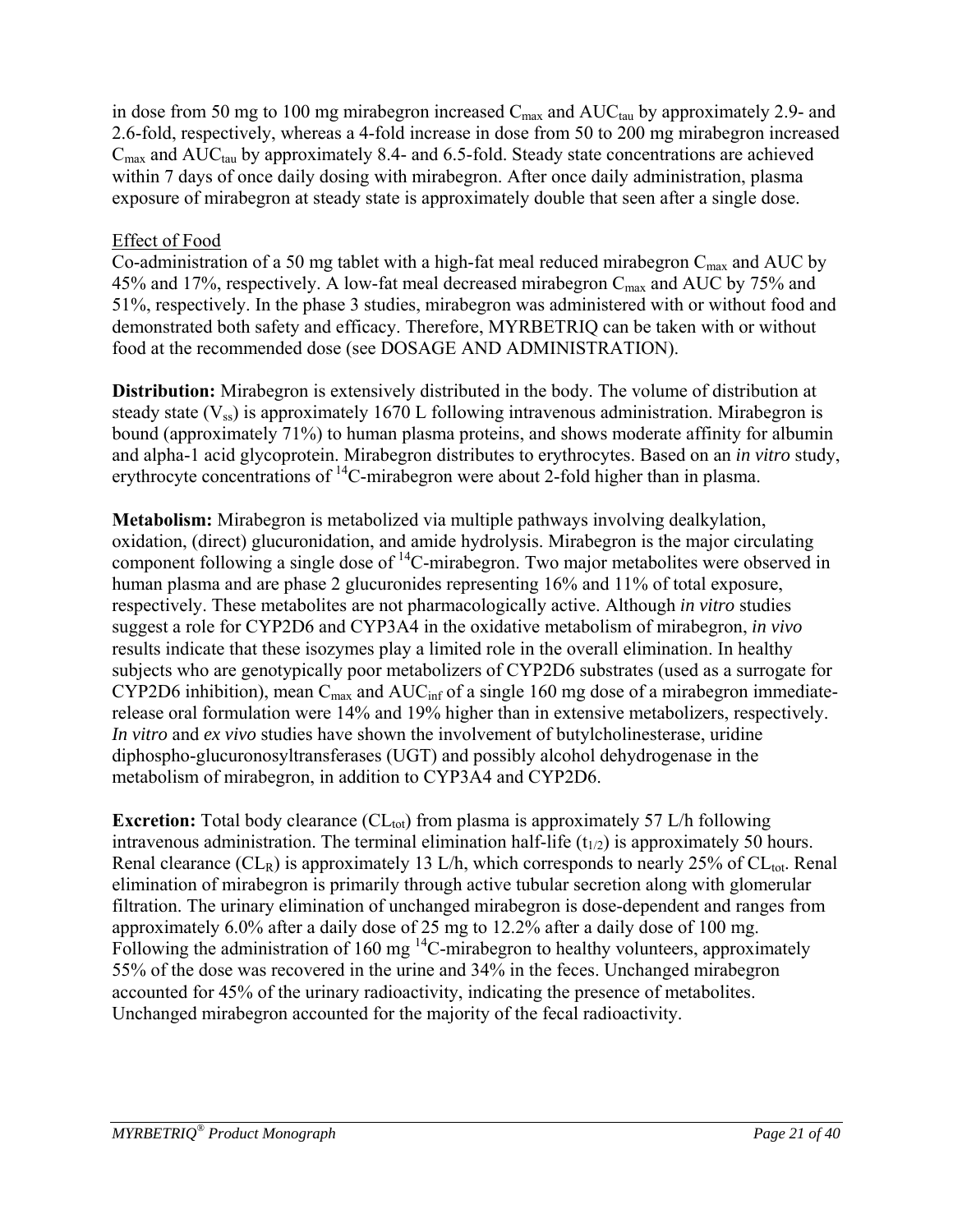in dose from 50 mg to 100 mg mirabegron increased $C_{max}$ and $AUC_{tau}$ by approximately 2.9- and 2.6-fold, respectively, whereas a 4-fold increase in dose from 50 to 200 mg mirabegron increased $C_{max}$ and $AUC_{tau}$ by approximately 8.4- and 6.5-fold. Steady state concentrations are achieved within 7 days of once daily dosing with mirabegron. After once daily administration, plasma exposure of mirabegron at steady state is approximately double that seen after a single dose.

Effect of Food

Co-administration of a 50 mg tablet with a high-fat meal reduced mirabegron $C_{max}$ and AUC by 45% and 17%, respectively. A low-fat meal decreased mirabegron $C_{max}$ and AUC by 75% and 51%, respectively. In the phase 3 studies, mirabegron was administered with or without food and demonstrated both safety and efficacy. Therefore, MYRBETRIQ can be taken with or without food at the recommended dose (see DOSAGE AND ADMINISTRATION).

**Distribution:** Mirabegron is extensively distributed in the body. The volume of distribution at steady state ($V_{ss}$) is approximately 1670 L following intravenous administration. Mirabegron is bound (approximately 71%) to human plasma proteins, and shows moderate affinity for albumin and alpha-1 acid glycoprotein. Mirabegron distributes to erythrocytes. Based on an *in vitro* study, erythrocyte concentrations of $^{14}$C-mirabegron were about 2-fold higher than in plasma.

**Metabolism:** Mirabegron is metabolized via multiple pathways involving dealkylation, oxidation, (direct) glucuronidation, and amide hydrolysis. Mirabegron is the major circulating component following a single dose of $^{14}$C-mirabegron. Two major metabolites were observed in human plasma and are phase 2 glucuronides representing 16% and 11% of total exposure, respectively. These metabolites are not pharmacologically active. Although *in vitro* studies suggest a role for CYP2D6 and CYP3A4 in the oxidative metabolism of mirabegron, *in vivo* results indicate that these isozymes play a limited role in the overall elimination. In healthy subjects who are genotypically poor metabolizers of CYP2D6 substrates (used as a surrogate for CYP2D6 inhibition), mean $C_{max}$ and $AUC_{inf}$ of a single 160 mg dose of a mirabegron immediate-release oral formulation were 14% and 19% higher than in extensive metabolizers, respectively. *In vitro* and *ex vivo* studies have shown the involvement of butylcholinesterase, uridine diphospho-glucuronosyltransferases (UGT) and possibly alcohol dehydrogenase in the metabolism of mirabegron, in addition to CYP3A4 and CYP2D6.

**Excretion:** Total body clearance ($CL_{tot}$) from plasma is approximately 57 L/h following intravenous administration. The terminal elimination half-life ($t_{1/2}$) is approximately 50 hours. Renal clearance ($CL_R$) is approximately 13 L/h, which corresponds to nearly 25% of $CL_{tot}$. Renal elimination of mirabegron is primarily through active tubular secretion along with glomerular filtration. The urinary elimination of unchanged mirabegron is dose-dependent and ranges from approximately 6.0% after a daily dose of 25 mg to 12.2% after a daily dose of 100 mg. Following the administration of 160 mg $^{14}$C-mirabegron to healthy volunteers, approximately 55% of the dose was recovered in the urine and 34% in the feces. Unchanged mirabegron accounted for 45% of the urinary radioactivity, indicating the presence of metabolites. Unchanged mirabegron accounted for the majority of the fecal radioactivity.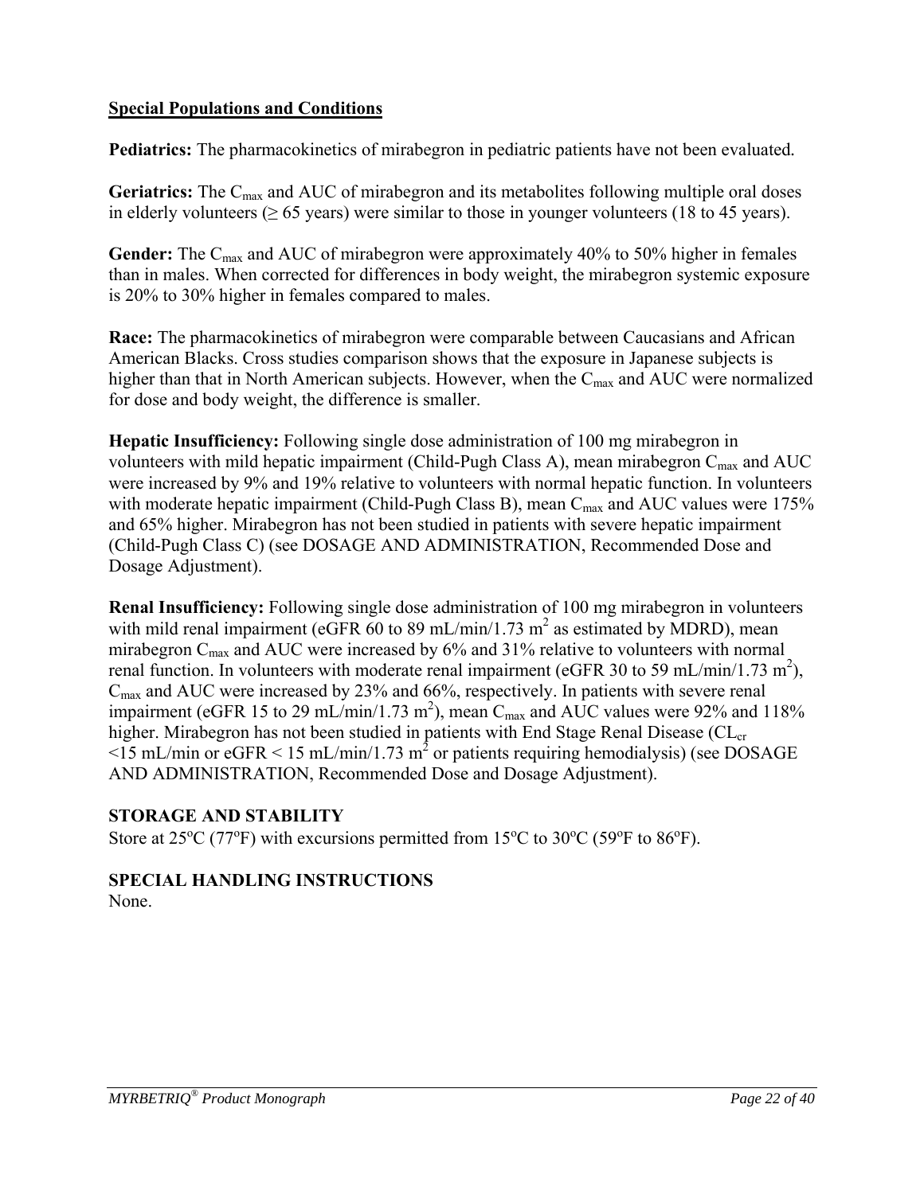## Special Populations and Conditions

**Pediatrics:** The pharmacokinetics of mirabegron in pediatric patients have not been evaluated.

**Geriatrics:** The $C_{max}$ and AUC of mirabegron and its metabolites following multiple oral doses in elderly volunteers (≥ 65 years) were similar to those in younger volunteers (18 to 45 years).

**Gender:** The $C_{max}$ and AUC of mirabegron were approximately 40% to 50% higher in females than in males. When corrected for differences in body weight, the mirabegron systemic exposure is 20% to 30% higher in females compared to males.

**Race:** The pharmacokinetics of mirabegron were comparable between Caucasians and African American Blacks. Cross studies comparison shows that the exposure in Japanese subjects is higher than that in North American subjects. However, when the $C_{max}$ and AUC were normalized for dose and body weight, the difference is smaller.

**Hepatic Insufficiency:** Following single dose administration of 100 mg mirabegron in volunteers with mild hepatic impairment (Child-Pugh Class A), mean mirabegron $C_{max}$ and AUC were increased by 9% and 19% relative to volunteers with normal hepatic function. In volunteers with moderate hepatic impairment (Child-Pugh Class B), mean $C_{max}$ and AUC values were 175% and 65% higher. Mirabegron has not been studied in patients with severe hepatic impairment (Child-Pugh Class C) (see DOSAGE AND ADMINISTRATION, Recommended Dose and Dosage Adjustment).

**Renal Insufficiency:** Following single dose administration of 100 mg mirabegron in volunteers with mild renal impairment (eGFR 60 to 89 mL/min/1.73 $m^2$ as estimated by MDRD), mean mirabegron $C_{max}$ and AUC were increased by 6% and 31% relative to volunteers with normal renal function. In volunteers with moderate renal impairment (eGFR 30 to 59 mL/min/1.73 $m^2$), $C_{max}$ and AUC were increased by 23% and 66%, respectively. In patients with severe renal impairment (eGFR 15 to 29 mL/min/1.73 $m^2$), mean $C_{max}$ and AUC values were 92% and 118% higher. Mirabegron has not been studied in patients with End Stage Renal Disease ($CL_{cr}$ <15 mL/min or eGFR < 15 mL/min/1.73 $m^2$ or patients requiring hemodialysis) (see DOSAGE AND ADMINISTRATION, Recommended Dose and Dosage Adjustment).

## STORAGE AND STABILITY

Store at 25ºC (77ºF) with excursions permitted from 15ºC to 30ºC (59ºF to 86ºF).

## SPECIAL HANDLING INSTRUCTIONS

None.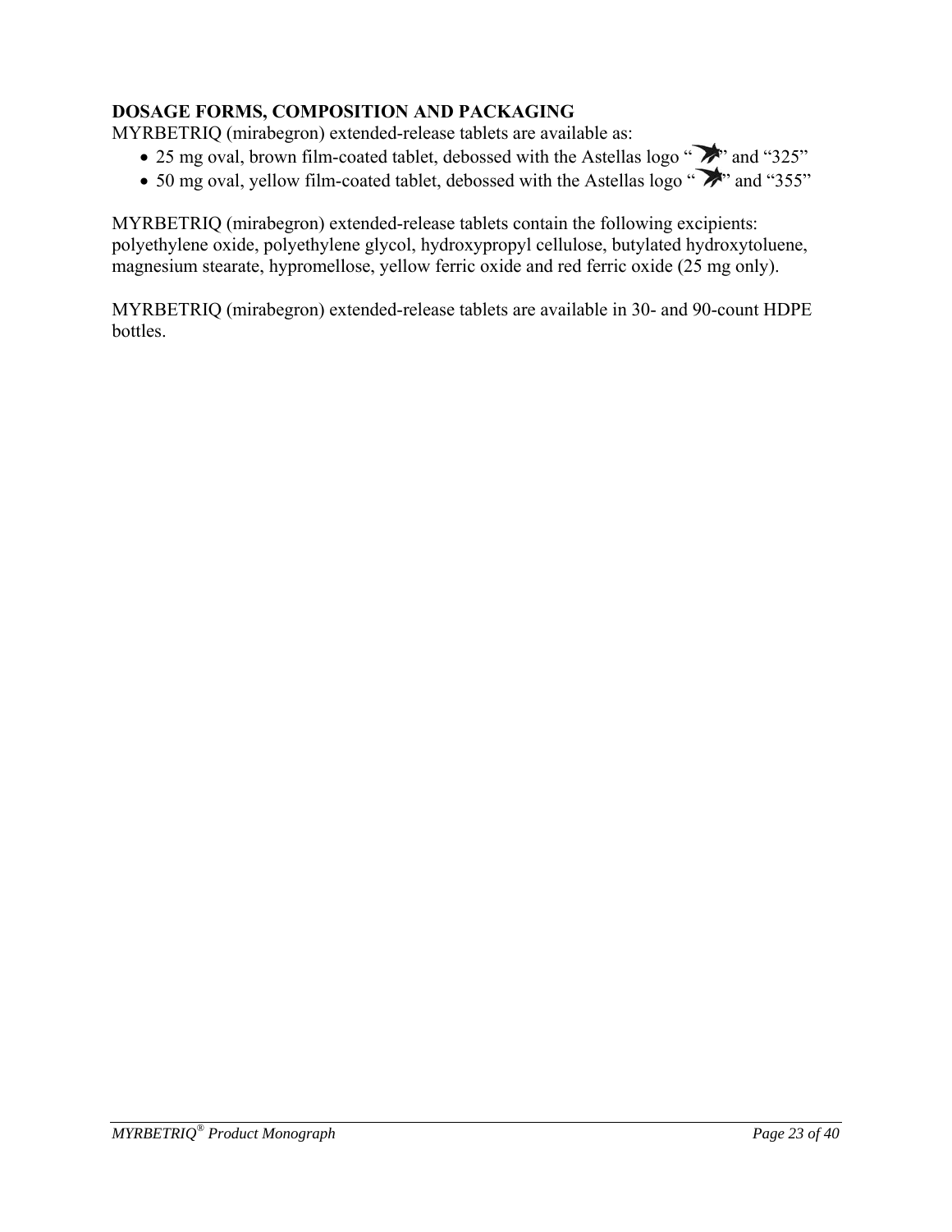## DOSAGE FORMS, COMPOSITION AND PACKAGING

MYRBETRIQ (mirabegron) extended-release tablets are available as:

- 25 mg oval, brown film-coated tablet, debossed with the Astellas logo " " and "325"
- 50 mg oval, yellow film-coated tablet, debossed with the Astellas logo " " and "355"

MYRBETRIQ (mirabegron) extended-release tablets contain the following excipients: polyethylene oxide, polyethylene glycol, hydroxypropyl cellulose, butylated hydroxytoluene, magnesium stearate, hypromellose, yellow ferric oxide and red ferric oxide (25 mg only).

MYRBETRIQ (mirabegron) extended-release tablets are available in 30- and 90-count HDPE bottles.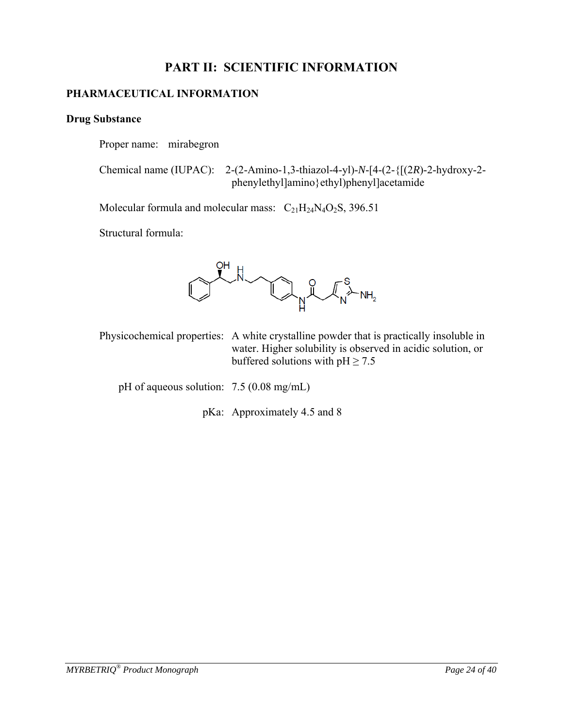# PART II: SCIENTIFIC INFORMATION

## PHARMACEUTICAL INFORMATION

### Drug Substance

Proper name: mirabegron

Chemical name (IUPAC): 2-(2-Amino-1,3-thiazol-4-yl)-*N*-[4-(2-{[(2*R*)-2-hydroxy-2-phenylethyl]amino}ethyl)phenyl]acetamide

Molecular formula and molecular mass: $C_{21}H_{24}N_4O_2S$, 396.51

Structural formula:

Physicochemical properties: A white crystalline powder that is practically insoluble in water. Higher solubility is observed in acidic solution, or buffered solutions with pH ≥ 7.5

pH of aqueous solution: 7.5 (0.08 mg/mL)

pKa: Approximately 4.5 and 8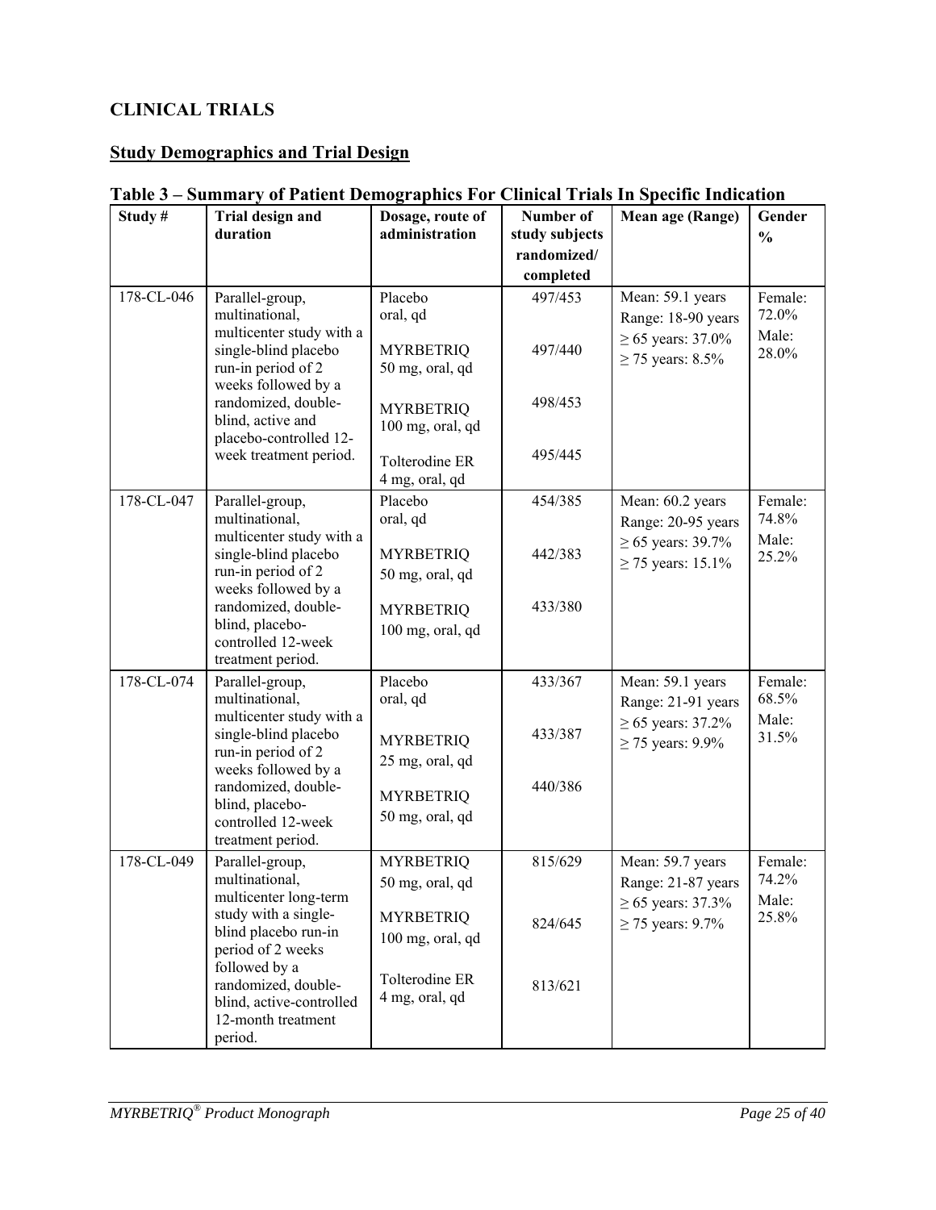## CLINICAL TRIALS

### Study Demographics and Trial Design

**Table 3 – Summary of Patient Demographics For Clinical Trials In Specific Indication**

| Study # | Trial design and duration | Dosage, route of administration | Number of study subjects randomized/ completed | Mean age (Range) | Gender % |
|---|---|---|---|---|---|
| 178-CL-046 | Parallel-group, multinational, multicenter study with a single-blind placebo run-in period of 2 weeks followed by a randomized, double-blind, active and placebo-controlled 12-week treatment period. | Placebo oral, qd<br><br>MYRBETRIQ 50 mg, oral, qd<br><br>MYRBETRIQ 100 mg, oral, qd<br><br>Tolterodine ER 4 mg, oral, qd | 497/453<br><br>497/440<br><br>498/453<br><br>495/445 | Mean: 59.1 years<br>Range: 18-90 years<br>≥ 65 years: 37.0%<br>≥ 75 years: 8.5% | Female: 72.0%<br>Male: 28.0% |
| 178-CL-047 | Parallel-group, multinational, multicenter study with a single-blind placebo run-in period of 2 weeks followed by a randomized, double-blind, placebo-controlled 12-week treatment period. | Placebo oral, qd<br><br>MYRBETRIQ 50 mg, oral, qd<br><br>MYRBETRIQ 100 mg, oral, qd | 454/385<br><br>442/383<br><br>433/380 | Mean: 60.2 years<br>Range: 20-95 years<br>≥ 65 years: 39.7%<br>≥ 75 years: 15.1% | Female: 74.8%<br>Male: 25.2% |
| 178-CL-074 | Parallel-group, multinational, multicenter study with a single-blind placebo run-in period of 2 weeks followed by a randomized, double-blind, placebo-controlled 12-week treatment period. | Placebo oral, qd<br><br>MYRBETRIQ 25 mg, oral, qd<br><br>MYRBETRIQ 50 mg, oral, qd | 433/367<br><br>433/387<br><br>440/386 | Mean: 59.1 years<br>Range: 21-91 years<br>≥ 65 years: 37.2%<br>≥ 75 years: 9.9% | Female: 68.5%<br>Male: 31.5% |
| 178-CL-049 | Parallel-group, multinational, multicenter long-term study with a single-blind placebo run-in period of 2 weeks followed by a randomized, double-blind, active-controlled 12-month treatment period. | MYRBETRIQ 50 mg, oral, qd<br><br>MYRBETRIQ 100 mg, oral, qd<br><br>Tolterodine ER 4 mg, oral, qd | 815/629<br><br>824/645<br><br>813/621 | Mean: 59.7 years<br>Range: 21-87 years<br>≥ 65 years: 37.3%<br>≥ 75 years: 9.7% | Female: 74.2%<br>Male: 25.8% |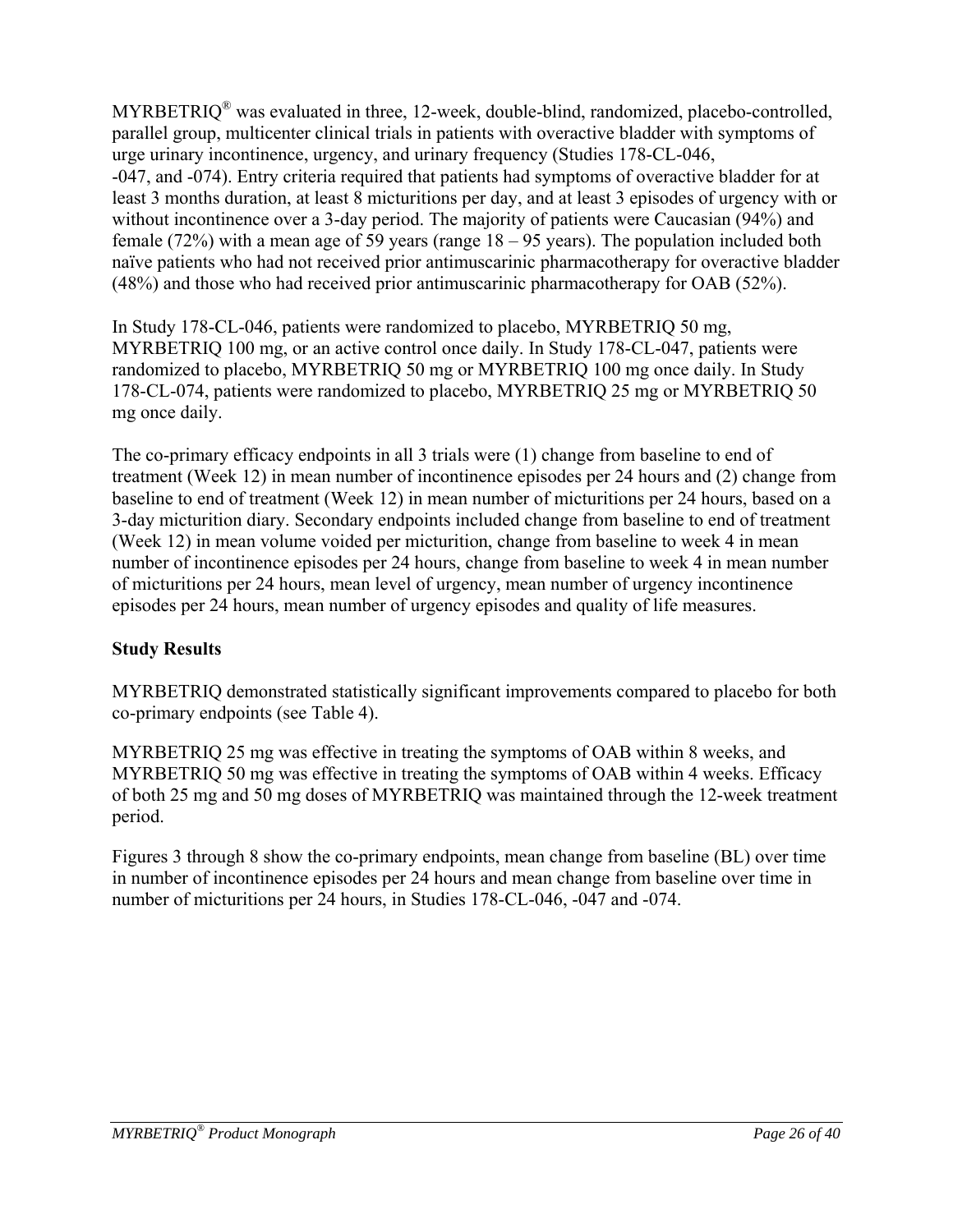MYRBETRIQ® was evaluated in three, 12-week, double-blind, randomized, placebo-controlled, parallel group, multicenter clinical trials in patients with overactive bladder with symptoms of urge urinary incontinence, urgency, and urinary frequency (Studies 178-CL-046, -047, and -074). Entry criteria required that patients had symptoms of overactive bladder for at least 3 months duration, at least 8 micturitions per day, and at least 3 episodes of urgency with or without incontinence over a 3-day period. The majority of patients were Caucasian (94%) and female (72%) with a mean age of 59 years (range 18 – 95 years). The population included both naïve patients who had not received prior antimuscarinic pharmacotherapy for overactive bladder (48%) and those who had received prior antimuscarinic pharmacotherapy for OAB (52%).

In Study 178-CL-046, patients were randomized to placebo, MYRBETRIQ 50 mg, MYRBETRIQ 100 mg, or an active control once daily. In Study 178-CL-047, patients were randomized to placebo, MYRBETRIQ 50 mg or MYRBETRIQ 100 mg once daily. In Study 178-CL-074, patients were randomized to placebo, MYRBETRIQ 25 mg or MYRBETRIQ 50 mg once daily.

The co-primary efficacy endpoints in all 3 trials were (1) change from baseline to end of treatment (Week 12) in mean number of incontinence episodes per 24 hours and (2) change from baseline to end of treatment (Week 12) in mean number of micturitions per 24 hours, based on a 3-day micturition diary. Secondary endpoints included change from baseline to end of treatment (Week 12) in mean volume voided per micturition, change from baseline to week 4 in mean number of incontinence episodes per 24 hours, change from baseline to week 4 in mean number of micturitions per 24 hours, mean level of urgency, mean number of urgency incontinence episodes per 24 hours, mean number of urgency episodes and quality of life measures.

**Study Results**

MYRBETRIQ demonstrated statistically significant improvements compared to placebo for both co-primary endpoints (see Table 4).

MYRBETRIQ 25 mg was effective in treating the symptoms of OAB within 8 weeks, and MYRBETRIQ 50 mg was effective in treating the symptoms of OAB within 4 weeks. Efficacy of both 25 mg and 50 mg doses of MYRBETRIQ was maintained through the 12-week treatment period.

Figures 3 through 8 show the co-primary endpoints, mean change from baseline (BL) over time in number of incontinence episodes per 24 hours and mean change from baseline over time in number of micturitions per 24 hours, in Studies 178-CL-046, -047 and -074.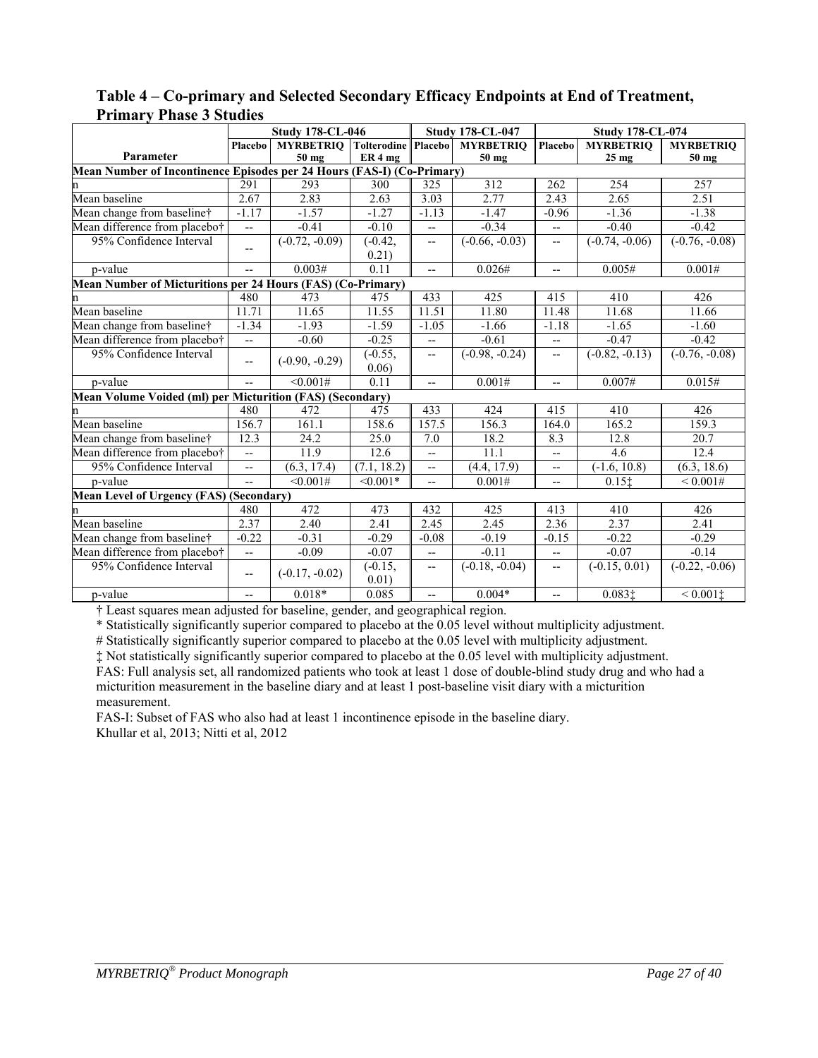## Table 4 – Co-primary and Selected Secondary Efficacy Endpoints at End of Treatment, Primary Phase 3 Studies

| | Study 178-CL-046 | | | Study 178-CL-047 | | Study 178-CL-074 | | |
|---|---|---|---|---|---|---|---|---|
| **Parameter** | **Placebo** | **MYRBETRIQ 50 mg** | **Tolterodine ER 4 mg** | **Placebo** | **MYRBETRIQ 50 mg** | **Placebo** | **MYRBETRIQ 25 mg** | **MYRBETRIQ 50 mg** |
| **Mean Number of Incontinence Episodes per 24 Hours (FAS-I) (Co-Primary)** | | | | | | | | |
| n | 291 | 293 | 300 | 325 | 312 | 262 | 254 | 257 |
| Mean baseline | 2.67 | 2.83 | 2.63 | 3.03 | 2.77 | 2.43 | 2.65 | 2.51 |
| Mean change from baseline† | -1.17 | -1.57 | -1.27 | -1.13 | -1.47 | -0.96 | -1.36 | -1.38 |
| Mean difference from placebo† | -- | -0.41 | -0.10 | -- | -0.34 | -- | -0.40 | -0.42 |
| 95% Confidence Interval | -- | (-0.72, -0.09) | (-0.42, 0.21) | -- | (-0.66, -0.03) | -- | (-0.74, -0.06) | (-0.76, -0.08) |
| p-value | -- | 0.003# | 0.11 | -- | 0.026# | -- | 0.005# | 0.001# |
| **Mean Number of Micturitions per 24 Hours (FAS) (Co-Primary)** | | | | | | | | |
| n | 480 | 473 | 475 | 433 | 425 | 415 | 410 | 426 |
| Mean baseline | 11.71 | 11.65 | 11.55 | 11.51 | 11.80 | 11.48 | 11.68 | 11.66 |
| Mean change from baseline† | -1.34 | -1.93 | -1.59 | -1.05 | -1.66 | -1.18 | -1.65 | -1.60 |
| Mean difference from placebo† | -- | -0.60 | -0.25 | -- | -0.61 | -- | -0.47 | -0.42 |
| 95% Confidence Interval | -- | (-0.90, -0.29) | (-0.55, 0.06) | -- | (-0.98, -0.24) | -- | (-0.82, -0.13) | (-0.76, -0.08) |
| p-value | -- | <0.001# | 0.11 | -- | 0.001# | -- | 0.007# | 0.015# |
| **Mean Volume Voided (ml) per Micturition (FAS) (Secondary)** | | | | | | | | |
| n | 480 | 472 | 475 | 433 | 424 | 415 | 410 | 426 |
| Mean baseline | 156.7 | 161.1 | 158.6 | 157.5 | 156.3 | 164.0 | 165.2 | 159.3 |
| Mean change from baseline† | 12.3 | 24.2 | 25.0 | 7.0 | 18.2 | 8.3 | 12.8 | 20.7 |
| Mean difference from placebo† | -- | 11.9 | 12.6 | -- | 11.1 | -- | 4.6 | 12.4 |
| 95% Confidence Interval | -- | (6.3, 17.4) | (7.1, 18.2) | -- | (4.4, 17.9) | -- | (-1.6, 10.8) | (6.3, 18.6) |
| p-value | -- | <0.001# | <0.001* | -- | 0.001# | -- | 0.15‡ | < 0.001# |
| **Mean Level of Urgency (FAS) (Secondary)** | | | | | | | | |
| n | 480 | 472 | 473 | 432 | 425 | 413 | 410 | 426 |
| Mean baseline | 2.37 | 2.40 | 2.41 | 2.45 | 2.45 | 2.36 | 2.37 | 2.41 |
| Mean change from baseline† | -0.22 | -0.31 | -0.29 | -0.08 | -0.19 | -0.15 | -0.22 | -0.29 |
| Mean difference from placebo† | -- | -0.09 | -0.07 | -- | -0.11 | -- | -0.07 | -0.14 |
| 95% Confidence Interval | -- | (-0.17, -0.02) | (-0.15, 0.01) | -- | (-0.18, -0.04) | -- | (-0.15, 0.01) | (-0.22, -0.06) |
| p-value | -- | 0.018* | 0.085 | -- | 0.004* | -- | 0.083‡ | < 0.001‡ |

† Least squares mean adjusted for baseline, gender, and geographical region.
* Statistically significantly superior compared to placebo at the 0.05 level without multiplicity adjustment.
# Statistically significantly superior compared to placebo at the 0.05 level with multiplicity adjustment.
‡ Not statistically significantly superior compared to placebo at the 0.05 level with multiplicity adjustment.
FAS: Full analysis set, all randomized patients who took at least 1 dose of double-blind study drug and who had a micturition measurement in the baseline diary and at least 1 post-baseline visit diary with a micturition measurement.
FAS-I: Subset of FAS who also had at least 1 incontinence episode in the baseline diary.
Khullar et al, 2013; Nitti et al, 2012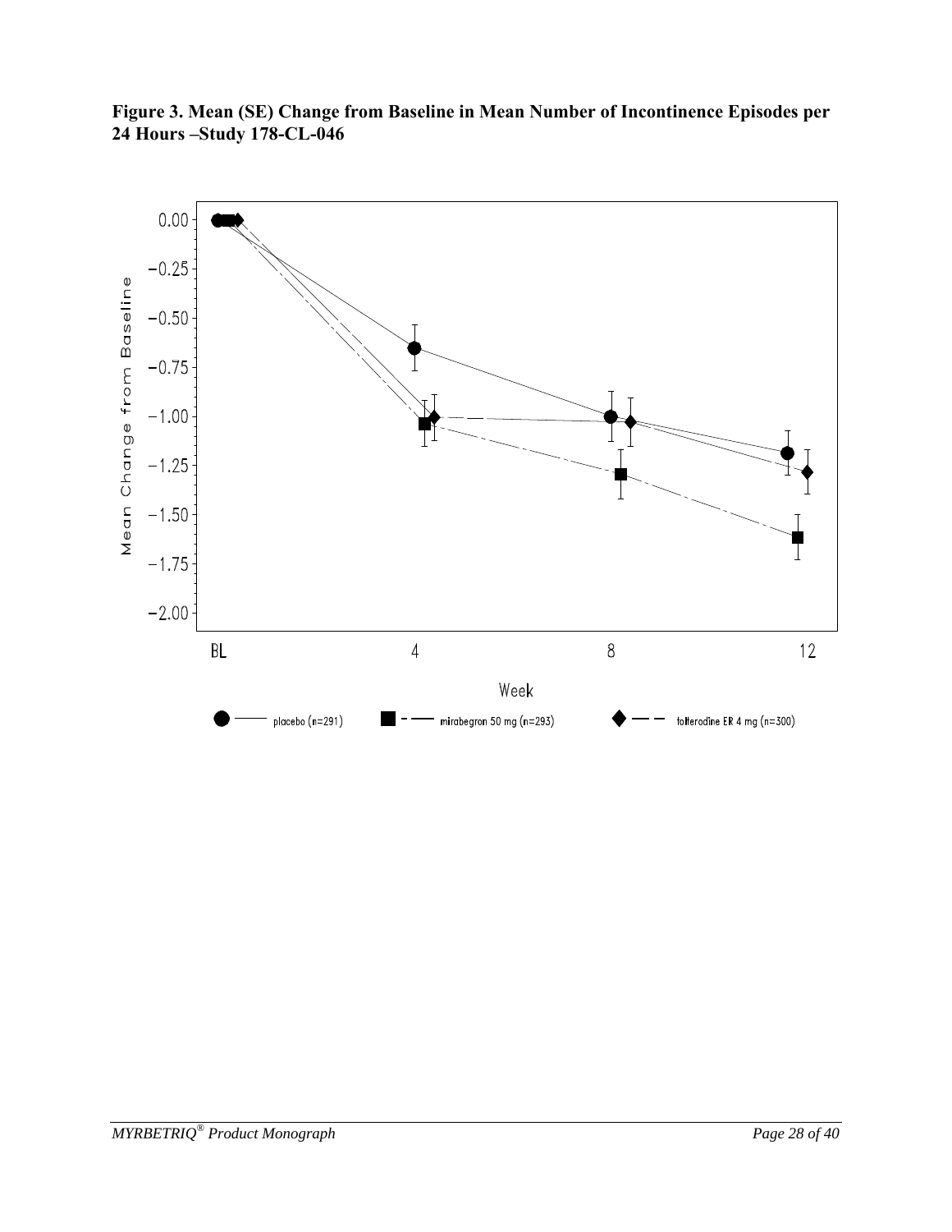**Figure 3. Mean (SE) Change from Baseline in Mean Number of Incontinence Episodes per 24 Hours –Study 178-CL-046**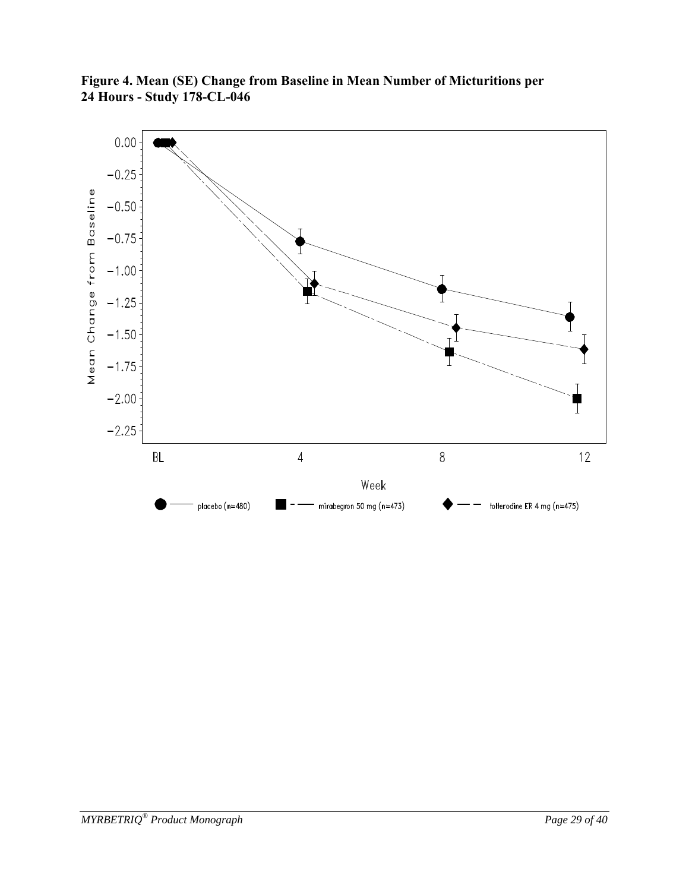**Figure 4. Mean (SE) Change from Baseline in Mean Number of Micturitions per 24 Hours - Study 178-CL-046**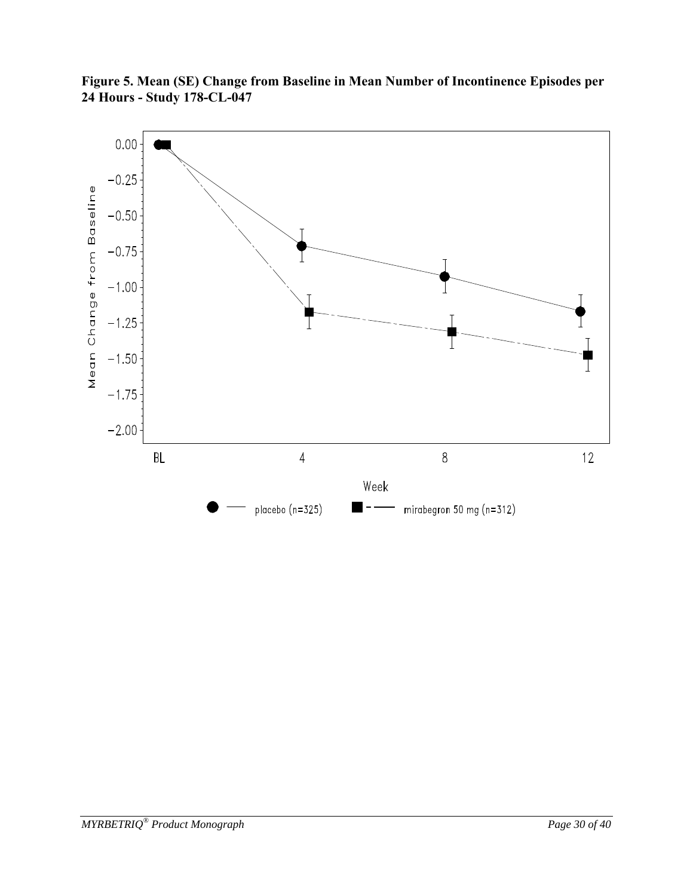**Figure 5. Mean (SE) Change from Baseline in Mean Number of Incontinence Episodes per 24 Hours - Study 178-CL-047**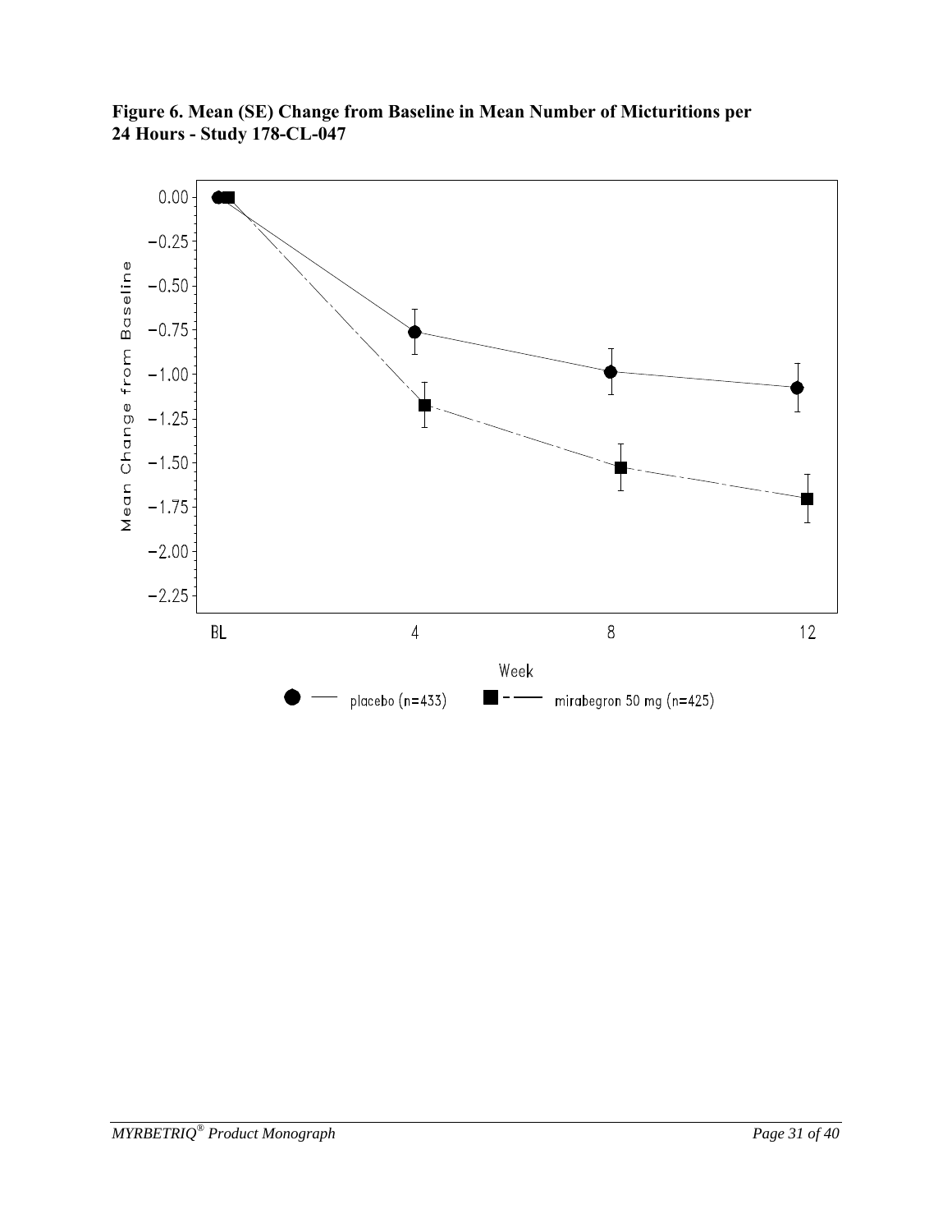**Figure 6. Mean (SE) Change from Baseline in Mean Number of Micturitions per 24 Hours - Study 178-CL-047**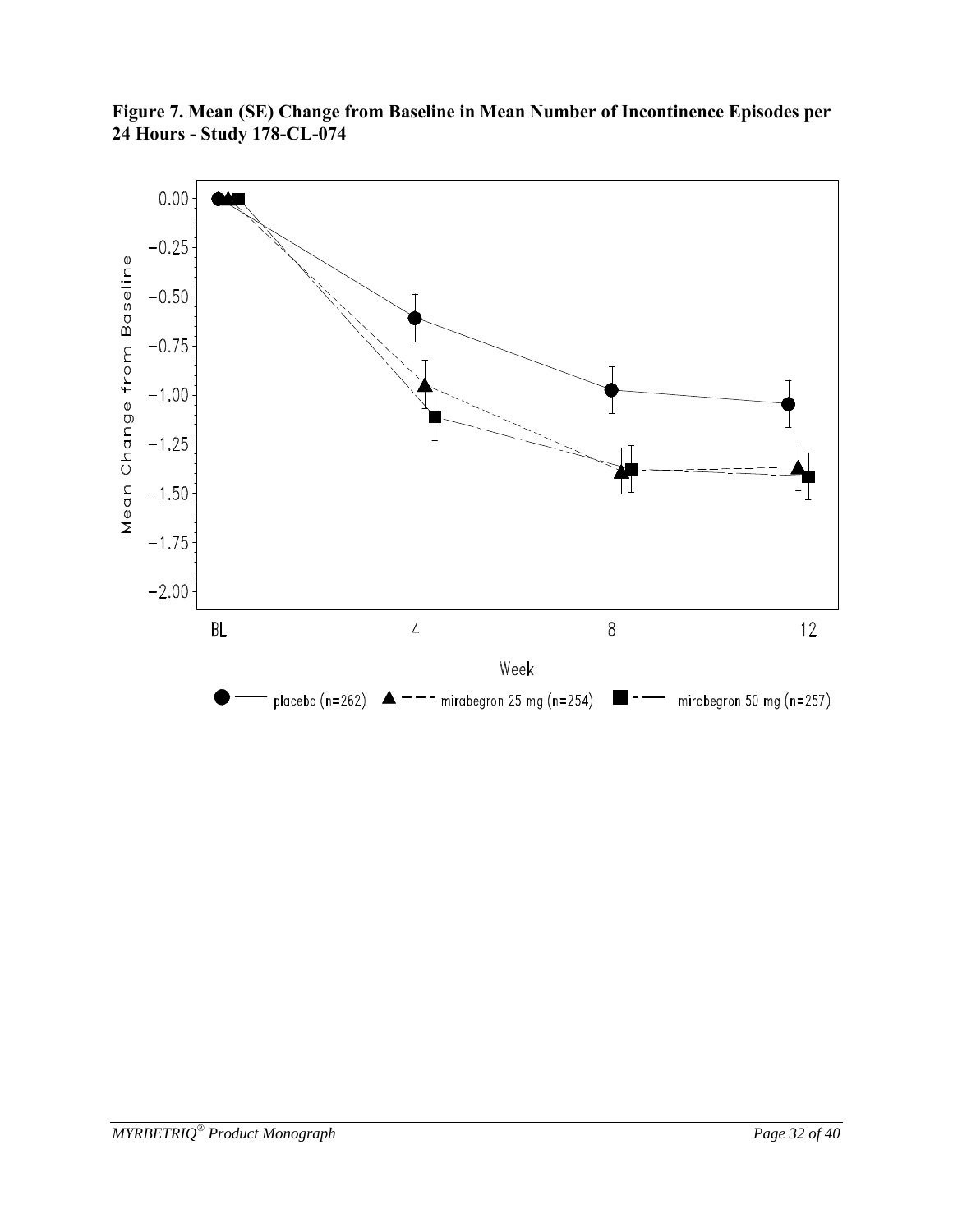**Figure 7. Mean (SE) Change from Baseline in Mean Number of Incontinence Episodes per 24 Hours - Study 178-CL-074**

Mean Change from Baseline

0.00
−0.25
−0.50
−0.75
−1.00
−1.25
−1.50
−1.75
−2.00

BL 4 8 12

Week

placebo (n=262) mirabegron 25 mg (n=254) mirabegron 50 mg (n=257)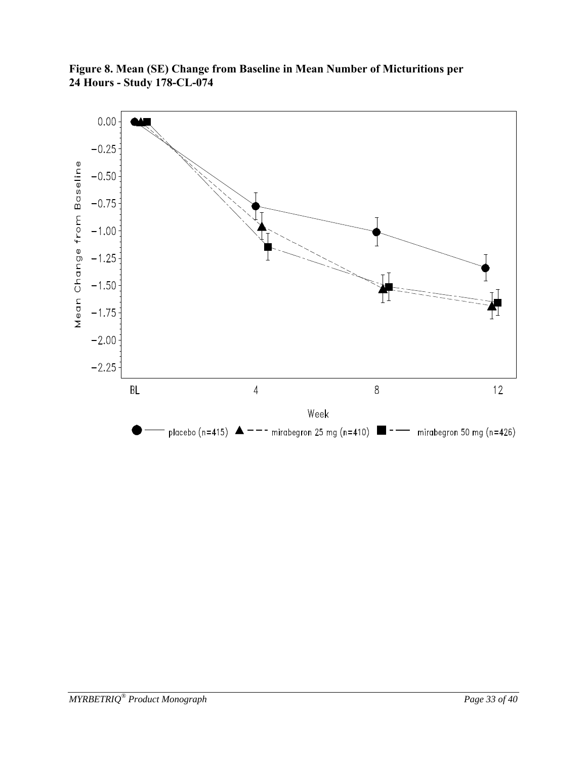**Figure 8. Mean (SE) Change from Baseline in Mean Number of Micturitions per 24 Hours - Study 178-CL-074**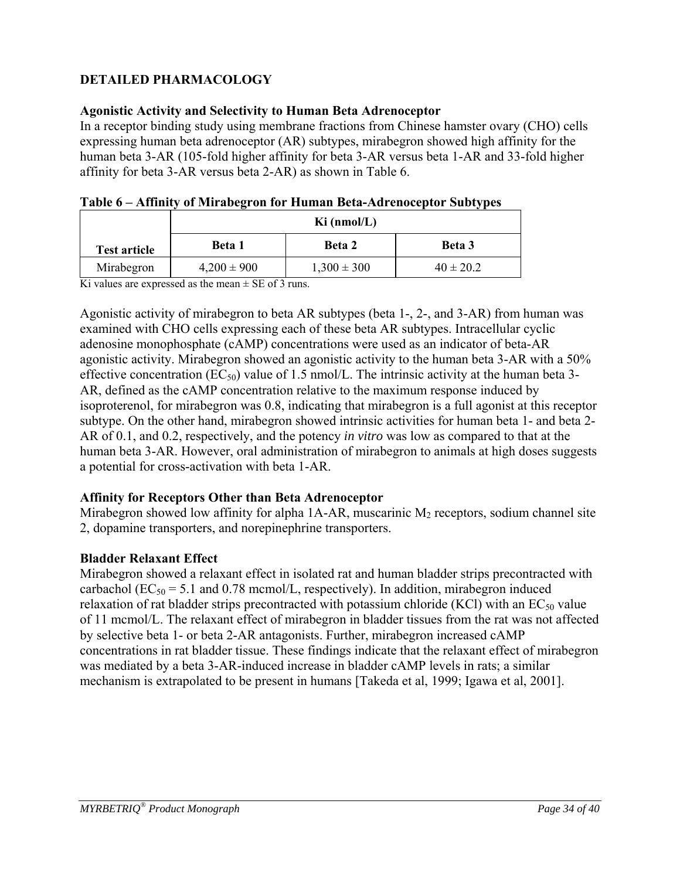## DETAILED PHARMACOLOGY

### Agonistic Activity and Selectivity to Human Beta Adrenoceptor

In a receptor binding study using membrane fractions from Chinese hamster ovary (CHO) cells expressing human beta adrenoceptor (AR) subtypes, mirabegron showed high affinity for the human beta 3-AR (105-fold higher affinity for beta 3-AR versus beta 1-AR and 33-fold higher affinity for beta 3-AR versus beta 2-AR) as shown in Table 6.

**Table 6 – Affinity of Mirabegron for Human Beta-Adrenoceptor Subtypes**

| Test article | Ki (nmol/L) | | |
|---|---|---|---|
| | **Beta 1** | **Beta 2** | **Beta 3** |
| Mirabegron | 4,200 ± 900 | 1,300 ± 300 | 40 ± 20.2 |

Ki values are expressed as the mean ± SE of 3 runs.

Agonistic activity of mirabegron to beta AR subtypes (beta 1-, 2-, and 3-AR) from human was examined with CHO cells expressing each of these beta AR subtypes. Intracellular cyclic adenosine monophosphate (cAMP) concentrations were used as an indicator of beta-AR agonistic activity. Mirabegron showed an agonistic activity to the human beta 3-AR with a 50% effective concentration ($EC_{50}$) value of 1.5 nmol/L. The intrinsic activity at the human beta 3-AR, defined as the cAMP concentration relative to the maximum response induced by isoproterenol, for mirabegron was 0.8, indicating that mirabegron is a full agonist at this receptor subtype. On the other hand, mirabegron showed intrinsic activities for human beta 1- and beta 2-AR of 0.1, and 0.2, respectively, and the potency *in vitro* was low as compared to that at the human beta 3-AR. However, oral administration of mirabegron to animals at high doses suggests a potential for cross-activation with beta 1-AR.

### Affinity for Receptors Other than Beta Adrenoceptor

Mirabegron showed low affinity for alpha 1A-AR, muscarinic $M_2$ receptors, sodium channel site 2, dopamine transporters, and norepinephrine transporters.

### Bladder Relaxant Effect

Mirabegron showed a relaxant effect in isolated rat and human bladder strips precontracted with carbachol ($EC_{50}$ = 5.1 and 0.78 mcmol/L, respectively). In addition, mirabegron induced relaxation of rat bladder strips precontracted with potassium chloride (KCl) with an $EC_{50}$ value of 11 mcmol/L. The relaxant effect of mirabegron in bladder tissues from the rat was not affected by selective beta 1- or beta 2-AR antagonists. Further, mirabegron increased cAMP concentrations in rat bladder tissue. These findings indicate that the relaxant effect of mirabegron was mediated by a beta 3-AR-induced increase in bladder cAMP levels in rats; a similar mechanism is extrapolated to be present in humans [Takeda et al, 1999; Igawa et al, 2001].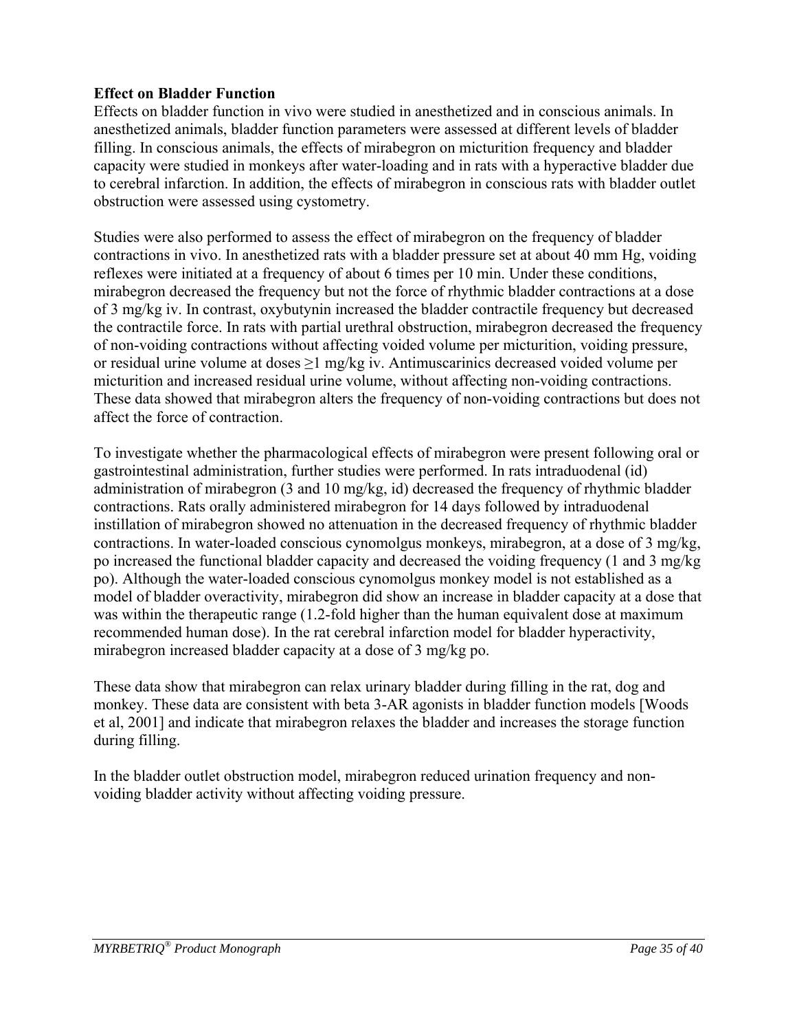**Effect on Bladder Function**

Effects on bladder function in vivo were studied in anesthetized and in conscious animals. In anesthetized animals, bladder function parameters were assessed at different levels of bladder filling. In conscious animals, the effects of mirabegron on micturition frequency and bladder capacity were studied in monkeys after water-loading and in rats with a hyperactive bladder due to cerebral infarction. In addition, the effects of mirabegron in conscious rats with bladder outlet obstruction were assessed using cystometry.

Studies were also performed to assess the effect of mirabegron on the frequency of bladder contractions in vivo. In anesthetized rats with a bladder pressure set at about 40 mm Hg, voiding reflexes were initiated at a frequency of about 6 times per 10 min. Under these conditions, mirabegron decreased the frequency but not the force of rhythmic bladder contractions at a dose of 3 mg/kg iv. In contrast, oxybutynin increased the bladder contractile frequency but decreased the contractile force. In rats with partial urethral obstruction, mirabegron decreased the frequency of non-voiding contractions without affecting voided volume per micturition, voiding pressure, or residual urine volume at doses ≥1 mg/kg iv. Antimuscarinics decreased voided volume per micturition and increased residual urine volume, without affecting non-voiding contractions. These data showed that mirabegron alters the frequency of non-voiding contractions but does not affect the force of contraction.

To investigate whether the pharmacological effects of mirabegron were present following oral or gastrointestinal administration, further studies were performed. In rats intraduodenal (id) administration of mirabegron (3 and 10 mg/kg, id) decreased the frequency of rhythmic bladder contractions. Rats orally administered mirabegron for 14 days followed by intraduodenal instillation of mirabegron showed no attenuation in the decreased frequency of rhythmic bladder contractions. In water-loaded conscious cynomolgus monkeys, mirabegron, at a dose of 3 mg/kg, po increased the functional bladder capacity and decreased the voiding frequency (1 and 3 mg/kg po). Although the water-loaded conscious cynomolgus monkey model is not established as a model of bladder overactivity, mirabegron did show an increase in bladder capacity at a dose that was within the therapeutic range (1.2-fold higher than the human equivalent dose at maximum recommended human dose). In the rat cerebral infarction model for bladder hyperactivity, mirabegron increased bladder capacity at a dose of 3 mg/kg po.

These data show that mirabegron can relax urinary bladder during filling in the rat, dog and monkey. These data are consistent with beta 3-AR agonists in bladder function models [Woods et al, 2001] and indicate that mirabegron relaxes the bladder and increases the storage function during filling.

In the bladder outlet obstruction model, mirabegron reduced urination frequency and non-voiding bladder activity without affecting voiding pressure.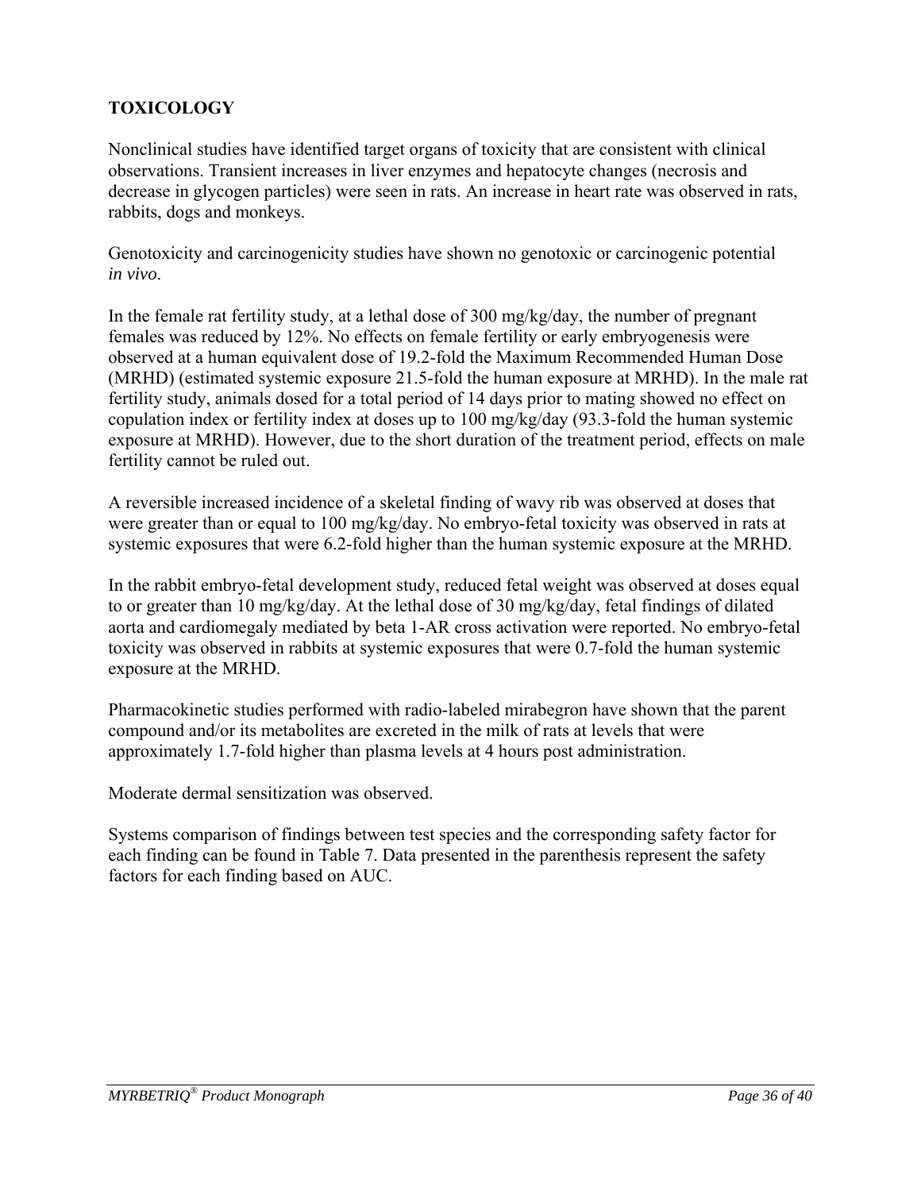## TOXICOLOGY

Nonclinical studies have identified target organs of toxicity that are consistent with clinical observations. Transient increases in liver enzymes and hepatocyte changes (necrosis and decrease in glycogen particles) were seen in rats. An increase in heart rate was observed in rats, rabbits, dogs and monkeys.

Genotoxicity and carcinogenicity studies have shown no genotoxic or carcinogenic potential *in vivo*.

In the female rat fertility study, at a lethal dose of 300 mg/kg/day, the number of pregnant females was reduced by 12%. No effects on female fertility or early embryogenesis were observed at a human equivalent dose of 19.2-fold the Maximum Recommended Human Dose (MRHD) (estimated systemic exposure 21.5-fold the human exposure at MRHD). In the male rat fertility study, animals dosed for a total period of 14 days prior to mating showed no effect on copulation index or fertility index at doses up to 100 mg/kg/day (93.3-fold the human systemic exposure at MRHD). However, due to the short duration of the treatment period, effects on male fertility cannot be ruled out.

A reversible increased incidence of a skeletal finding of wavy rib was observed at doses that were greater than or equal to 100 mg/kg/day. No embryo-fetal toxicity was observed in rats at systemic exposures that were 6.2-fold higher than the human systemic exposure at the MRHD.

In the rabbit embryo-fetal development study, reduced fetal weight was observed at doses equal to or greater than 10 mg/kg/day. At the lethal dose of 30 mg/kg/day, fetal findings of dilated aorta and cardiomegaly mediated by beta 1-AR cross activation were reported. No embryo-fetal toxicity was observed in rabbits at systemic exposures that were 0.7-fold the human systemic exposure at the MRHD.

Pharmacokinetic studies performed with radio-labeled mirabegron have shown that the parent compound and/or its metabolites are excreted in the milk of rats at levels that were approximately 1.7-fold higher than plasma levels at 4 hours post administration.

Moderate dermal sensitization was observed.

Systems comparison of findings between test species and the corresponding safety factor for each finding can be found in Table 7. Data presented in the parenthesis represent the safety factors for each finding based on AUC.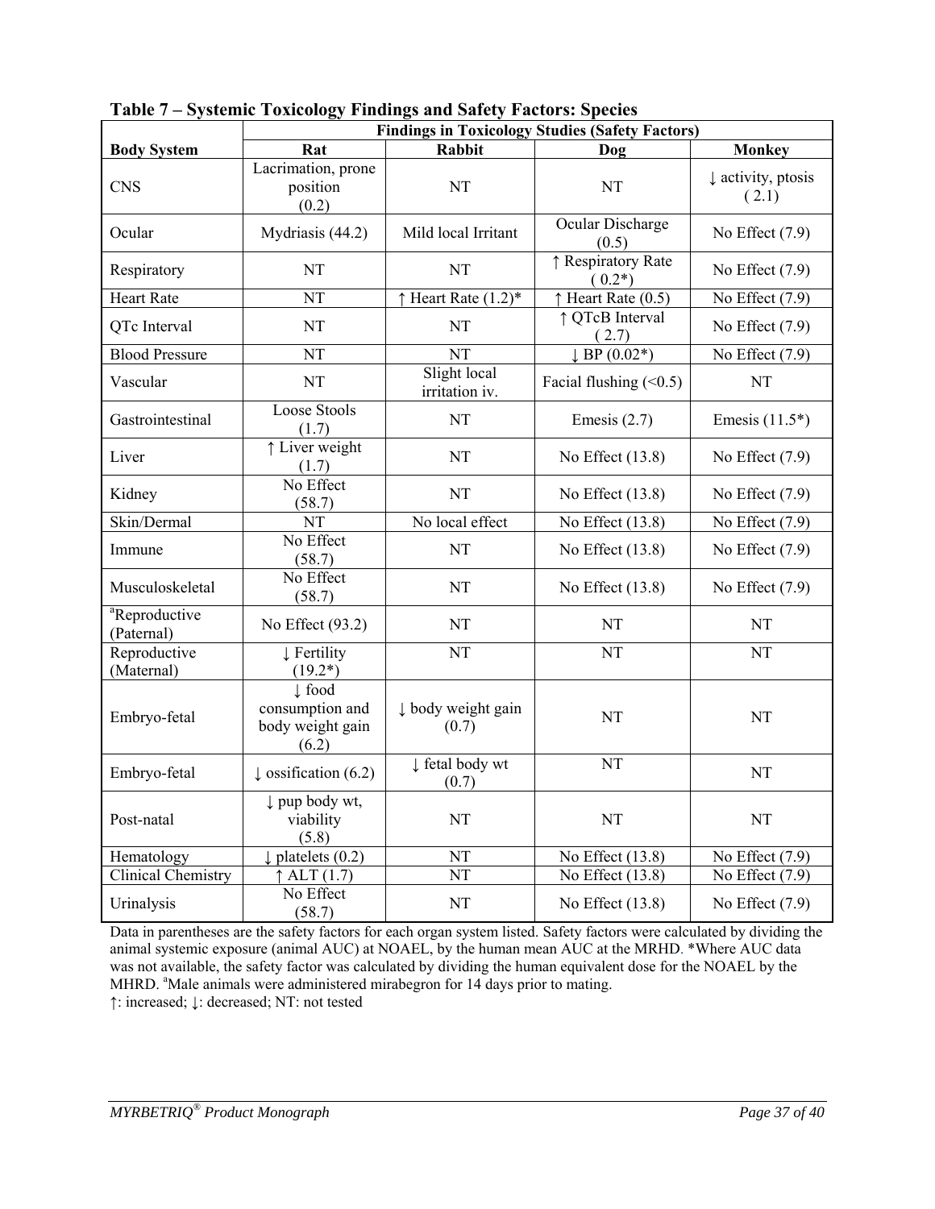**Table 7 – Systemic Toxicology Findings and Safety Factors: Species**

| Body System | Findings in Toxicology Studies (Safety Factors) | | | |
|---|---|---|---|---|
| | **Rat** | **Rabbit** | **Dog** | **Monkey** |
| CNS | Lacrimation, prone position (0.2) | NT | NT | ↓ activity, ptosis ( 2.1) |
| Ocular | Mydriasis (44.2) | Mild local Irritant | Ocular Discharge (0.5) | No Effect (7.9) |
| Respiratory | NT | NT | ↑ Respiratory Rate ( 0.2*) | No Effect (7.9) |
| Heart Rate | NT | ↑ Heart Rate (1.2)* | ↑ Heart Rate (0.5) | No Effect (7.9) |
| QTc Interval | NT | NT | ↑ QTcB Interval ( 2.7) | No Effect (7.9) |
| Blood Pressure | NT | NT | ↓ BP (0.02*) | No Effect (7.9) |
| Vascular | NT | Slight local irritation iv. | Facial flushing (<0.5) | NT |
| Gastrointestinal | Loose Stools (1.7) | NT | Emesis (2.7) | Emesis (11.5*) |
| Liver | ↑ Liver weight (1.7) | NT | No Effect (13.8) | No Effect (7.9) |
| Kidney | No Effect (58.7) | NT | No Effect (13.8) | No Effect (7.9) |
| Skin/Dermal | NT | No local effect | No Effect (13.8) | No Effect (7.9) |
| Immune | No Effect (58.7) | NT | No Effect (13.8) | No Effect (7.9) |
| Musculoskeletal | No Effect (58.7) | NT | No Effect (13.8) | No Effect (7.9) |
| [a]Reproductive (Paternal) | No Effect (93.2) | NT | NT | NT |
| Reproductive (Maternal) | ↓ Fertility (19.2*) | NT | NT | NT |
| Embryo-fetal | ↓ food consumption and body weight gain (6.2) | ↓ body weight gain (0.7) | NT | NT |
| Embryo-fetal | ↓ ossification (6.2) | ↓ fetal body wt (0.7) | NT | NT |
| Post-natal | ↓ pup body wt, viability (5.8) | NT | NT | NT |
| Hematology | ↓ platelets (0.2) | NT | No Effect (13.8) | No Effect (7.9) |
| Clinical Chemistry | ↑ ALT (1.7) | NT | No Effect (13.8) | No Effect (7.9) |
| Urinalysis | No Effect (58.7) | NT | No Effect (13.8) | No Effect (7.9) |

Data in parentheses are the safety factors for each organ system listed. Safety factors were calculated by dividing the animal systemic exposure (animal AUC) at NOAEL, by the human mean AUC at the MRHD. *Where AUC data was not available, the safety factor was calculated by dividing the human equivalent dose for the NOAEL by the MRHD. [a]Male animals were administered mirabegron for 14 days prior to mating.

↑: increased; ↓: decreased; NT: not tested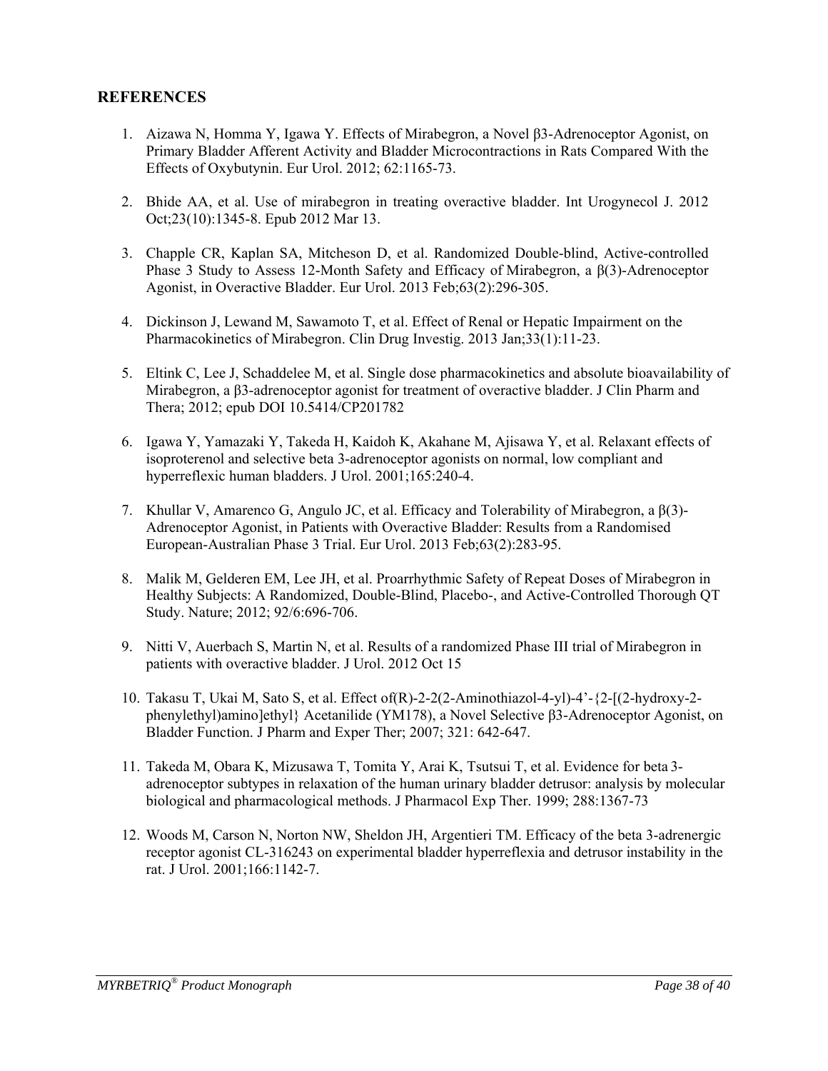## REFERENCES

1. Aizawa N, Homma Y, Igawa Y. Effects of Mirabegron, a Novel β3-Adrenoceptor Agonist, on Primary Bladder Afferent Activity and Bladder Microcontractions in Rats Compared With the Effects of Oxybutynin. Eur Urol. 2012; 62:1165-73.

2. Bhide AA, et al. Use of mirabegron in treating overactive bladder. Int Urogynecol J. 2012 Oct;23(10):1345-8. Epub 2012 Mar 13.

3. Chapple CR, Kaplan SA, Mitcheson D, et al. Randomized Double-blind, Active-controlled Phase 3 Study to Assess 12-Month Safety and Efficacy of Mirabegron, a β(3)-Adrenoceptor Agonist, in Overactive Bladder. Eur Urol. 2013 Feb;63(2):296-305.

4. Dickinson J, Lewand M, Sawamoto T, et al. Effect of Renal or Hepatic Impairment on the Pharmacokinetics of Mirabegron. Clin Drug Investig. 2013 Jan;33(1):11-23.

5. Eltink C, Lee J, Schaddelee M, et al. Single dose pharmacokinetics and absolute bioavailability of Mirabegron, a β3-adrenoceptor agonist for treatment of overactive bladder. J Clin Pharm and Thera; 2012; epub DOI 10.5414/CP201782

6. Igawa Y, Yamazaki Y, Takeda H, Kaidoh K, Akahane M, Ajisawa Y, et al. Relaxant effects of isoproterenol and selective beta 3-adrenoceptor agonists on normal, low compliant and hyperreflexic human bladders. J Urol. 2001;165:240-4.

7. Khullar V, Amarenco G, Angulo JC, et al. Efficacy and Tolerability of Mirabegron, a β(3)-Adrenoceptor Agonist, in Patients with Overactive Bladder: Results from a Randomised European-Australian Phase 3 Trial. Eur Urol. 2013 Feb;63(2):283-95.

8. Malik M, Gelderen EM, Lee JH, et al. Proarrhythmic Safety of Repeat Doses of Mirabegron in Healthy Subjects: A Randomized, Double-Blind, Placebo-, and Active-Controlled Thorough QT Study. Nature; 2012; 92/6:696-706.

9. Nitti V, Auerbach S, Martin N, et al. Results of a randomized Phase III trial of Mirabegron in patients with overactive bladder. J Urol. 2012 Oct 15

10. Takasu T, Ukai M, Sato S, et al. Effect of(R)-2-2(2-Aminothiazol-4-yl)-4'-{2-[(2-hydroxy-2-phenylethyl)amino]ethyl} Acetanilide (YM178), a Novel Selective β3-Adrenoceptor Agonist, on Bladder Function. J Pharm and Exper Ther; 2007; 321: 642-647.

11. Takeda M, Obara K, Mizusawa T, Tomita Y, Arai K, Tsutsui T, et al. Evidence for beta 3-adrenoceptor subtypes in relaxation of the human urinary bladder detrusor: analysis by molecular biological and pharmacological methods. J Pharmacol Exp Ther. 1999; 288:1367-73

12. Woods M, Carson N, Norton NW, Sheldon JH, Argentieri TM. Efficacy of the beta 3-adrenergic receptor agonist CL-316243 on experimental bladder hyperreflexia and detrusor instability in the rat. J Urol. 2001;166:1142-7.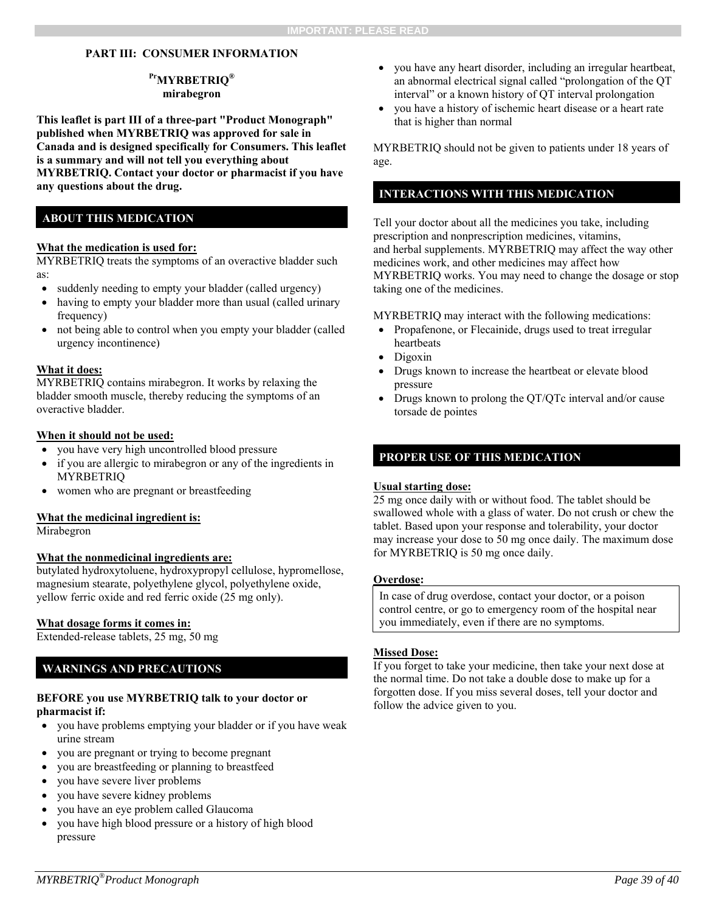## PART III: CONSUMER INFORMATION

**[Pr]MYRBETRIQ®**
**mirabegron**

**This leaflet is part III of a three-part "Product Monograph" published when MYRBETRIQ was approved for sale in Canada and is designed specifically for Consumers. This leaflet is a summary and will not tell you everything about MYRBETRIQ. Contact your doctor or pharmacist if you have any questions about the drug.**

### ABOUT THIS MEDICATION

**What the medication is used for:**
MYRBETRIQ treats the symptoms of an overactive bladder such as:

- suddenly needing to empty your bladder (called urgency)
- having to empty your bladder more than usual (called urinary frequency)
- not being able to control when you empty your bladder (called urgency incontinence)

**What it does:**
MYRBETRIQ contains mirabegron. It works by relaxing the bladder smooth muscle, thereby reducing the symptoms of an overactive bladder.

**When it should not be used:**

- you have very high uncontrolled blood pressure
- if you are allergic to mirabegron or any of the ingredients in MYRBETRIQ
- women who are pregnant or breastfeeding

**What the medicinal ingredient is:**
Mirabegron

**What the nonmedicinal ingredients are:**
butylated hydroxytoluene, hydroxypropyl cellulose, hypromellose, magnesium stearate, polyethylene glycol, polyethylene oxide, yellow ferric oxide and red ferric oxide (25 mg only).

**What dosage forms it comes in:**
Extended-release tablets, 25 mg, 50 mg

### WARNINGS AND PRECAUTIONS

**BEFORE you use MYRBETRIQ talk to your doctor or pharmacist if:**

- you have problems emptying your bladder or if you have weak urine stream
- you are pregnant or trying to become pregnant
- you are breastfeeding or planning to breastfeed
- you have severe liver problems
- you have severe kidney problems
- you have an eye problem called Glaucoma
- you have high blood pressure or a history of high blood pressure
- you have any heart disorder, including an irregular heartbeat, an abnormal electrical signal called "prolongation of the QT interval" or a known history of QT interval prolongation
- you have a history of ischemic heart disease or a heart rate that is higher than normal

MYRBETRIQ should not be given to patients under 18 years of age.

### INTERACTIONS WITH THIS MEDICATION

Tell your doctor about all the medicines you take, including prescription and nonprescription medicines, vitamins, and herbal supplements. MYRBETRIQ may affect the way other medicines work, and other medicines may affect how MYRBETRIQ works. You may need to change the dosage or stop taking one of the medicines.

MYRBETRIQ may interact with the following medications:

- Propafenone, or Flecainide, drugs used to treat irregular heartbeats
- Digoxin
- Drugs known to increase the heartbeat or elevate blood pressure
- Drugs known to prolong the QT/QTc interval and/or cause torsade de pointes

### PROPER USE OF THIS MEDICATION

**Usual starting dose:**
25 mg once daily with or without food. The tablet should be swallowed whole with a glass of water. Do not crush or chew the tablet. Based upon your response and tolerability, your doctor may increase your dose to 50 mg once daily. The maximum dose for MYRBETRIQ is 50 mg once daily.

**Overdose:**

In case of drug overdose, contact your doctor, or a poison control centre, or go to emergency room of the hospital near you immediately, even if there are no symptoms.

**Missed Dose:**
If you forget to take your medicine, then take your next dose at the normal time. Do not take a double dose to make up for a forgotten dose. If you miss several doses, tell your doctor and follow the advice given to you.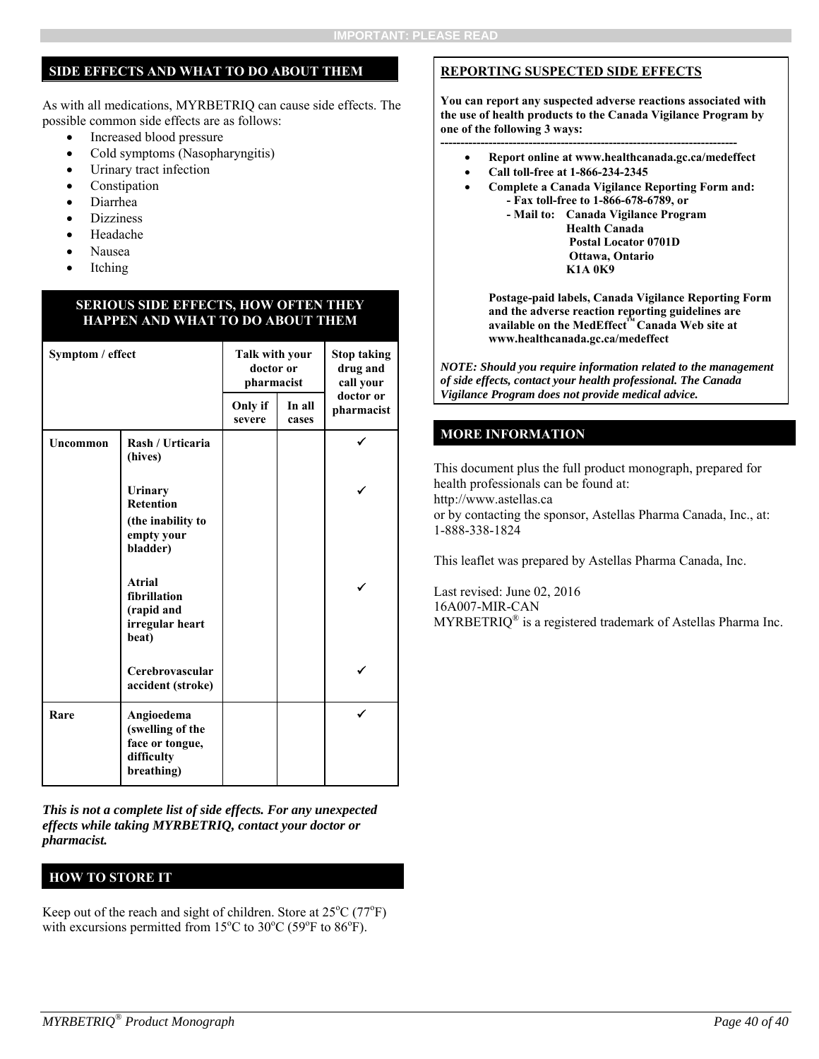## SIDE EFFECTS AND WHAT TO DO ABOUT THEM

As with all medications, MYRBETRIQ can cause side effects. The possible common side effects are as follows:

- Increased blood pressure
- Cold symptoms (Nasopharyngitis)
- Urinary tract infection
- Constipation
- Diarrhea
- Dizziness
- Headache
- Nausea
- Itching

**SERIOUS SIDE EFFECTS, HOW OFTEN THEY HAPPEN AND WHAT TO DO ABOUT THEM**

| Symptom / effect | | Talk with your doctor or pharmacist | | Stop taking drug and call your doctor or pharmacist |
|---|---|---|---|---|
| | | Only if severe | In all cases | |
| Uncommon | Rash / Urticaria (hives) | | | ✓ |
| | Urinary Retention (the inability to empty your bladder) | | | ✓ |
| | Atrial fibrillation (rapid and irregular heart beat) | | | ✓ |
| | Cerebrovascular accident (stroke) | | | ✓ |
| Rare | Angioedema (swelling of the face or tongue, difficulty breathing) | | | ✓ |

***This is not a complete list of side effects. For any unexpected effects while taking MYRBETRIQ, contact your doctor or pharmacist.***

## HOW TO STORE IT

Keep out of the reach and sight of children. Store at 25°C (77°F) with excursions permitted from 15°C to 30°C (59°F to 86°F).

## REPORTING SUSPECTED SIDE EFFECTS

**You can report any suspected adverse reactions associated with the use of health products to the Canada Vigilance Program by one of the following 3 ways:**

**--------------------------------------------------------------------------**

- **Report online at www.healthcanada.gc.ca/medeffect**
- **Call toll-free at 1-866-234-2345**
- **Complete a Canada Vigilance Reporting Form and:**
  - **Fax toll-free to 1-866-678-6789, or**
  - **Mail to: Canada Vigilance Program**
    **Health Canada**
    **Postal Locator 0701D**
    **Ottawa, Ontario**
    **K1A 0K9**

**Postage-paid labels, Canada Vigilance Reporting Form and the adverse reaction reporting guidelines are available on the MedEffect™ Canada Web site at www.healthcanada.gc.ca/medeffect**

***NOTE: Should you require information related to the management of side effects, contact your health professional. The Canada Vigilance Program does not provide medical advice.***

## MORE INFORMATION

This document plus the full product monograph, prepared for health professionals can be found at:
http://www.astellas.ca
or by contacting the sponsor, Astellas Pharma Canada, Inc., at: 1-888-338-1824

This leaflet was prepared by Astellas Pharma Canada, Inc.

Last revised: June 02, 2016
16A007-MIR-CAN
MYRBETRIQ® is a registered trademark of Astellas Pharma Inc.